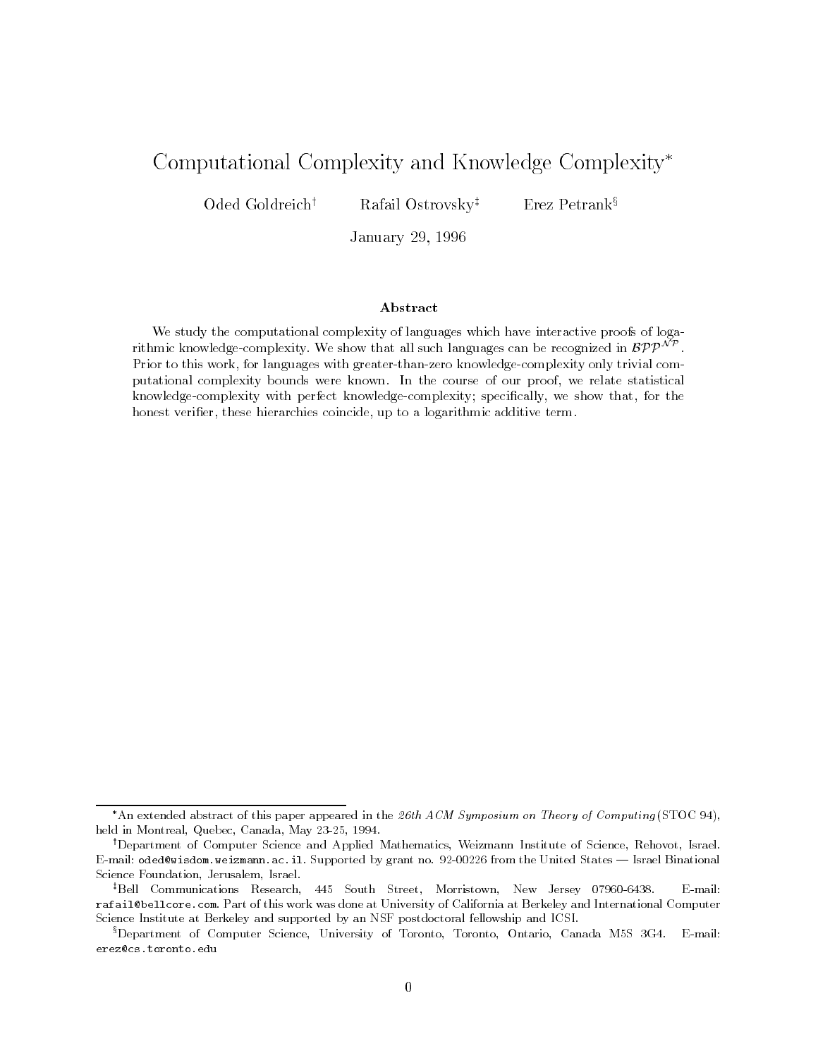# Computational Complexity and Knowledge Complexity*

Oded Goldreich[†] Rafail Ostrovsky[‡] Erez Petrank[§]

January 29, 1996

## Abstract

We study the computational complexity of languages which have interactive proofs of logarithmic knowledge-complexity. We show that all such languages can be recognized in $\mathcal{BPP}^{\mathcal{NP}}$. Prior to this work, for languages with greater-than-zero knowledge-complexity only trivial computational complexity bounds were known. In the course of our proof, we relate statistical knowledge-complexity with perfect knowledge-complexity; specifically, we show that, for the honest verifier, these hierarchies coincide, up to a logarithmic additive term.

---

*An extended abstract of this paper appeared in the *26th ACM Symposium on Theory of Computing* (STOC 94), held in Montreal, Quebec, Canada, May 23-25, 1994.

[†]Department of Computer Science and Applied Mathematics, Weizmann Institute of Science, Rehovot, Israel. E-mail: `oded@wisdom.weizmann.ac.il`. Supported by grant no. 92-00226 from the United States — Israel Binational Science Foundation, Jerusalem, Israel.

[‡]Bell Communications Research, 445 South Street, Morristown, New Jersey 07960-6438. E-mail: `rafail@bellcore.com`. Part of this work was done at University of California at Berkeley and International Computer Science Institute at Berkeley and supported by an NSF postdoctoral fellowship and ICSI.

[§]Department of Computer Science, University of Toronto, Toronto, Ontario, Canada M5S 3G4. E-mail: `erez@cs.toronto.edu`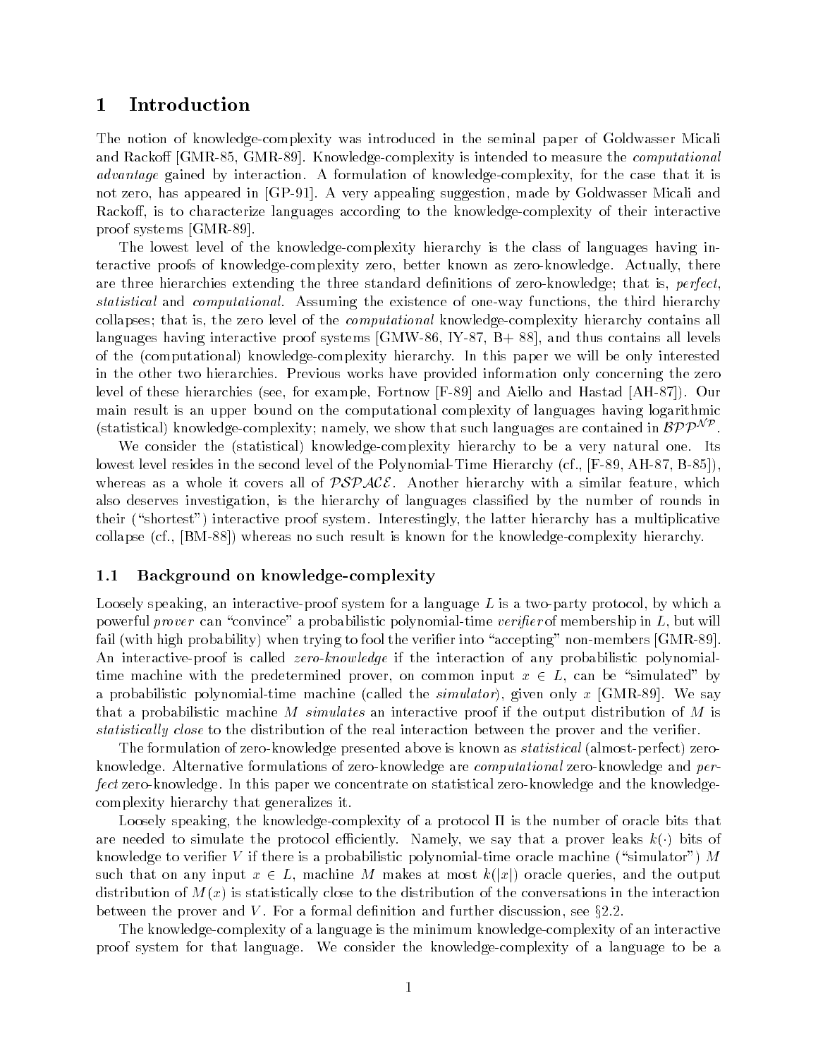# 1 Introduction

The notion of knowledge-complexity was introduced in the seminal paper of Goldwasser Micali and Rackoff [GMR-85, GMR-89]. Knowledge-complexity is intended to measure the *computational advantage* gained by interaction. A formulation of knowledge-complexity, for the case that it is not zero, has appeared in [GP-91]. A very appealing suggestion, made by Goldwasser Micali and Rackoff, is to characterize languages according to the knowledge-complexity of their interactive proof systems [GMR-89].

The lowest level of the knowledge-complexity hierarchy is the class of languages having interactive proofs of knowledge-complexity zero, better known as zero-knowledge. Actually, there are three hierarchies extending the three standard definitions of zero-knowledge; that is, *perfect*, *statistical* and *computational*. Assuming the existence of one-way functions, the third hierarchy collapses; that is, the zero level of the *computational* knowledge-complexity hierarchy contains all languages having interactive proof systems [GMW-86, IY-87, B+ 88], and thus contains all levels of the (computational) knowledge-complexity hierarchy. In this paper we will be only interested in the other two hierarchies. Previous works have provided information only concerning the zero level of these hierarchies (see, for example, Fortnow [F-89] and Aiello and Hastad [AH-87]). Our main result is an upper bound on the computational complexity of languages having logarithmic (statistical) knowledge-complexity; namely, we show that such languages are contained in $\mathcal{BPP}^{\mathcal{NP}}$.

We consider the (statistical) knowledge-complexity hierarchy to be a very natural one. Its lowest level resides in the second level of the Polynomial-Time Hierarchy (cf., [F-89, AH-87, B-85]), whereas as a whole it covers all of $\mathcal{PSPACE}$. Another hierarchy with a similar feature, which also deserves investigation, is the hierarchy of languages classified by the number of rounds in their ("shortest") interactive proof system. Interestingly, the latter hierarchy has a multiplicative collapse (cf., [BM-88]) whereas no such result is known for the knowledge-complexity hierarchy.

## 1.1 Background on knowledge-complexity

Loosely speaking, an interactive-proof system for a language $L$ is a two-party protocol, by which a powerful *prover* can "convince" a probabilistic polynomial-time *verifier* of membership in $L$, but will fail (with high probability) when trying to fool the verifier into "accepting" non-members [GMR-89]. An interactive-proof is called *zero-knowledge* if the interaction of any probabilistic polynomial-time machine with the predetermined prover, on common input $x \in L$, can be "simulated" by a probabilistic polynomial-time machine (called the *simulator*), given only $x$ [GMR-89]. We say that a probabilistic machine $M$ *simulates* an interactive proof if the output distribution of $M$ is *statistically close* to the distribution of the real interaction between the prover and the verifier.

The formulation of zero-knowledge presented above is known as *statistical* (almost-perfect) zero-knowledge. Alternative formulations of zero-knowledge are *computational* zero-knowledge and *perfect* zero-knowledge. In this paper we concentrate on statistical zero-knowledge and the knowledge-complexity hierarchy that generalizes it.

Loosely speaking, the knowledge-complexity of a protocol $\Pi$ is the number of oracle bits that are needed to simulate the protocol efficiently. Namely, we say that a prover leaks $k(\cdot)$ bits of knowledge to verifier $V$ if there is a probabilistic polynomial-time oracle machine ("simulator") $M$ such that on any input $x \in L$, machine $M$ makes at most $k(|x|)$ oracle queries, and the output distribution of $M(x)$ is statistically close to the distribution of the conversations in the interaction between the prover and $V$. For a formal definition and further discussion, see §2.2.

The knowledge-complexity of a language is the minimum knowledge-complexity of an interactive proof system for that language. We consider the knowledge-complexity of a language to be a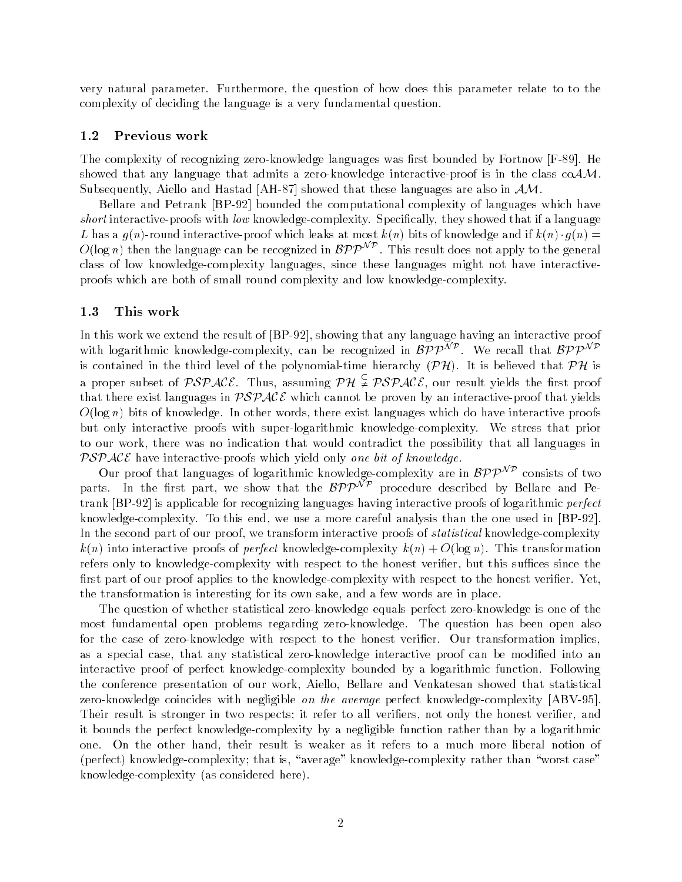very natural parameter. Furthermore, the question of how does this parameter relate to to the complexity of deciding the language is a very fundamental question.

### 1.2 Previous work

The complexity of recognizing zero-knowledge languages was first bounded by Fortnow [F-89]. He showed that any language that admits a zero-knowledge interactive-proof is in the class co$\mathcal{AM}$. Subsequently, Aiello and Hastad [AH-87] showed that these languages are also in $\mathcal{AM}$.

Bellare and Petrank [BP-92] bounded the computational complexity of languages which have *short* interactive-proofs with *low* knowledge-complexity. Specifically, they showed that if a language $L$ has a $g(n)$-round interactive-proof which leaks at most $k(n)$ bits of knowledge and if $k(n) \cdot g(n) = O(\log n)$ then the language can be recognized in $\mathcal{BPP}^{\mathcal{NP}}$. This result does not apply to the general class of low knowledge-complexity languages, since these languages might not have interactive-proofs which are both of small round complexity and low knowledge-complexity.

### 1.3 This work

In this work we extend the result of [BP-92], showing that any language having an interactive proof with logarithmic knowledge-complexity, can be recognized in $\mathcal{BPP}^{\mathcal{NP}}$. We recall that $\mathcal{BPP}^{\mathcal{NP}}$ is contained in the third level of the polynomial-time hierarchy ($\mathcal{PH}$). It is believed that $\mathcal{PH}$ is a proper subset of $\mathcal{PSPACE}$. Thus, assuming $\mathcal{PH} \subsetneq \mathcal{PSPACE}$, our result yields the first proof that there exist languages in $\mathcal{PSPACE}$ which cannot be proven by an interactive-proof that yields $O(\log n)$ bits of knowledge. In other words, there exist languages which do have interactive proofs but only interactive proofs with super-logarithmic knowledge-complexity. We stress that prior to our work, there was no indication that would contradict the possibility that all languages in $\mathcal{PSPACE}$ have interactive-proofs which yield only *one bit of knowledge*.

Our proof that languages of logarithmic knowledge-complexity are in $\mathcal{BPP}^{\mathcal{NP}}$ consists of two parts. In the first part, we show that the $\mathcal{BPP}^{\mathcal{NP}}$ procedure described by Bellare and Petrank [BP-92] is applicable for recognizing languages having interactive proofs of logarithmic *perfect* knowledge-complexity. To this end, we use a more careful analysis than the one used in [BP-92]. In the second part of our proof, we transform interactive proofs of *statistical* knowledge-complexity $k(n)$ into interactive proofs of *perfect* knowledge-complexity $k(n) + O(\log n)$. This transformation refers only to knowledge-complexity with respect to the honest verifier, but this suffices since the first part of our proof applies to the knowledge-complexity with respect to the honest verifier. Yet, the transformation is interesting for its own sake, and a few words are in place.

The question of whether statistical zero-knowledge equals perfect zero-knowledge is one of the most fundamental open problems regarding zero-knowledge. The question has been open also for the case of zero-knowledge with respect to the honest verifier. Our transformation implies, as a special case, that any statistical zero-knowledge interactive proof can be modified into an interactive proof of perfect knowledge-complexity bounded by a logarithmic function. Following the conference presentation of our work, Aiello, Bellare and Venkatesan showed that statistical zero-knowledge coincides with negligible *on the average* perfect knowledge-complexity [ABV-95]. Their result is stronger in two respects; it refer to all verifiers, not only the honest verifier, and it bounds the perfect knowledge-complexity by a negligible function rather than by a logarithmic one. On the other hand, their result is weaker as it refers to a much more liberal notion of (perfect) knowledge-complexity; that is, "average" knowledge-complexity rather than "worst case" knowledge-complexity (as considered here).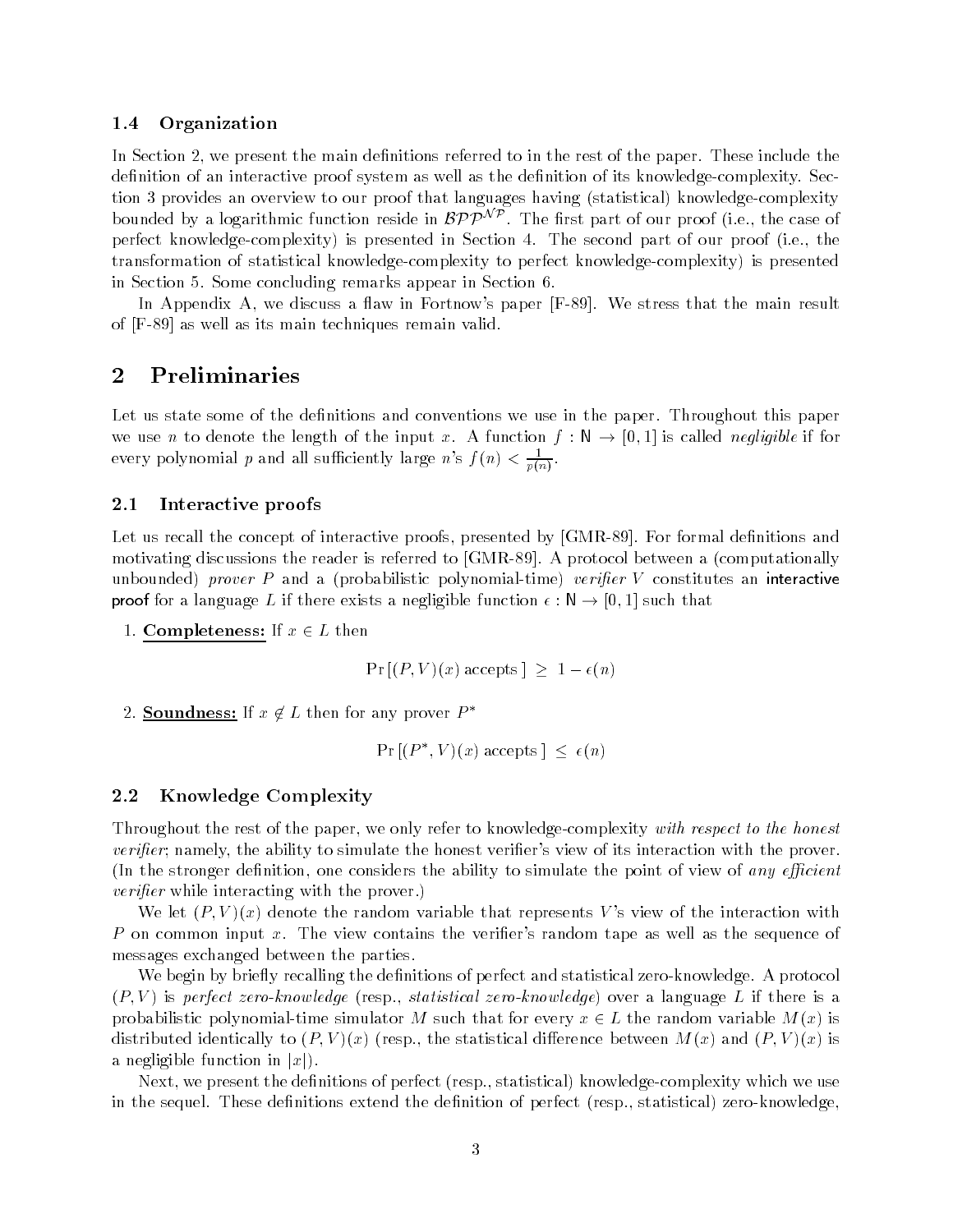### 1.4 Organization

In Section 2, we present the main definitions referred to in the rest of the paper. These include the definition of an interactive proof system as well as the definition of its knowledge-complexity. Section 3 provides an overview to our proof that languages having (statistical) knowledge-complexity bounded by a logarithmic function reside in $\mathcal{BPP}^{\mathcal{NP}}$. The first part of our proof (i.e., the case of perfect knowledge-complexity) is presented in Section 4. The second part of our proof (i.e., the transformation of statistical knowledge-complexity to perfect knowledge-complexity) is presented in Section 5. Some concluding remarks appear in Section 6.

In Appendix A, we discuss a flaw in Fortnow's paper [F-89]. We stress that the main result of [F-89] as well as its main techniques remain valid.

# 2 Preliminaries

Let us state some of the definitions and conventions we use in the paper. Throughout this paper we use $n$ to denote the length of the input $x$. A function $f : \mathsf{N} \to [0,1]$ is called *negligible* if for every polynomial $p$ and all sufficiently large $n$'s $f(n) < \frac{1}{p(n)}$.

## 2.1 Interactive proofs

Let us recall the concept of interactive proofs, presented by [GMR-89]. For formal definitions and motivating discussions the reader is referred to [GMR-89]. A protocol between a (computationally unbounded) *prover* $P$ and a (probabilistic polynomial-time) *verifier* $V$ constitutes an interactive proof for a language $L$ if there exists a negligible function $\epsilon : \mathsf{N} \to [0,1]$ such that

1. **Completeness:** If $x \in L$ then

$$\Pr[(P,V)(x) \text{ accepts}] \geq 1 - \epsilon(n)$$

2. **Soundness:** If $x \notin L$ then for any prover $P^*$

$$\Pr[(P^*,V)(x) \text{ accepts}] \leq \epsilon(n)$$

## 2.2 Knowledge Complexity

Throughout the rest of the paper, we only refer to knowledge-complexity *with respect to the honest verifier*; namely, the ability to simulate the honest verifier's view of its interaction with the prover. (In the stronger definition, one considers the ability to simulate the point of view of *any efficient verifier* while interacting with the prover.)

We let $(P,V)(x)$ denote the random variable that represents $V$'s view of the interaction with $P$ on common input $x$. The view contains the verifier's random tape as well as the sequence of messages exchanged between the parties.

We begin by briefly recalling the definitions of perfect and statistical zero-knowledge. A protocol $(P,V)$ is *perfect zero-knowledge* (resp., *statistical zero-knowledge*) over a language $L$ if there is a probabilistic polynomial-time simulator $M$ such that for every $x \in L$ the random variable $M(x)$ is distributed identically to $(P,V)(x)$ (resp., the statistical difference between $M(x)$ and $(P,V)(x)$ is a negligible function in $|x|$).

Next, we present the definitions of perfect (resp., statistical) knowledge-complexity which we use in the sequel. These definitions extend the definition of perfect (resp., statistical) zero-knowledge,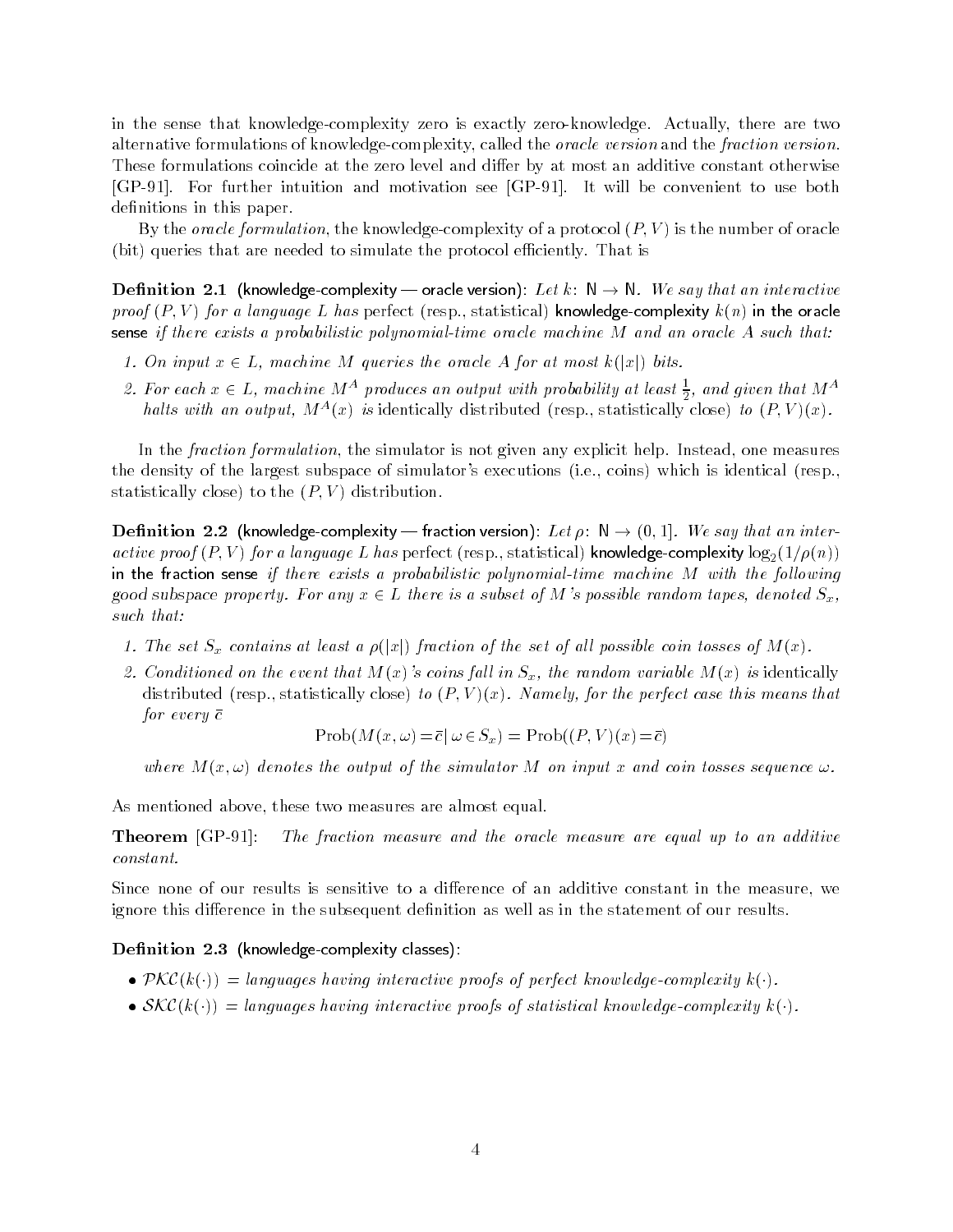in the sense that knowledge-complexity zero is exactly zero-knowledge. Actually, there are two alternative formulations of knowledge-complexity, called the *oracle version* and the *fraction version*. These formulations coincide at the zero level and differ by at most an additive constant otherwise [GP-91]. For further intuition and motivation see [GP-91]. It will be convenient to use both definitions in this paper.

By the *oracle formulation*, the knowledge-complexity of a protocol $(P, V)$ is the number of oracle (bit) queries that are needed to simulate the protocol efficiently. That is

**Definition 2.1** (knowledge-complexity — oracle version): *Let $k$: $\mathbb{N} \rightarrow \mathbb{N}$. We say that an interactive proof $(P, V)$ for a language $L$ has* perfect (resp., statistical) **knowledge-complexity $k(n)$ in the oracle sense** *if there exists a probabilistic polynomial-time oracle machine $M$ and an oracle $A$ such that:*

1. *On input $x \in L$, machine $M$ queries the oracle $A$ for at most $k(|x|)$ bits.*
2. *For each $x \in L$, machine $M^A$ produces an output with probability at least $\frac{1}{2}$, and given that $M^A$ halts with an output, $M^A(x)$ is* identically distributed (resp., statistically close) *to $(P, V)(x)$.*

In the *fraction formulation*, the simulator is not given any explicit help. Instead, one measures the density of the largest subspace of simulator's executions (i.e., coins) which is identical (resp., statistically close) to the $(P, V)$ distribution.

**Definition 2.2** (knowledge-complexity — fraction version): *Let $\rho$: $\mathbb{N} \rightarrow (0, 1]$. We say that an interactive proof $(P, V)$ for a language $L$ has* perfect (resp., statistical) **knowledge-complexity $\log_2(1/\rho(n))$ in the fraction sense** *if there exists a probabilistic polynomial-time machine $M$ with the following good subspace property. For any $x \in L$ there is a subset of $M$'s possible random tapes, denoted $S_x$, such that:*

1. *The set $S_x$ contains at least a $\rho(|x|)$ fraction of the set of all possible coin tosses of $M(x)$.*
2. *Conditioned on the event that $M(x)$'s coins fall in $S_x$, the random variable $M(x)$ is* identically distributed (resp., statistically close) *to $(P, V)(x)$. Namely, for the perfect case this means that for every $\bar{c}$*

$$\text{Prob}(M(x, \omega) = \bar{c} \,|\, \omega \in S_x) = \text{Prob}((P, V)(x) = \bar{c})$$

*where $M(x, \omega)$ denotes the output of the simulator $M$ on input $x$ and coin tosses sequence $\omega$.*

As mentioned above, these two measures are almost equal.

**Theorem** [GP-91]: *The fraction measure and the oracle measure are equal up to an additive constant.*

Since none of our results is sensitive to a difference of an additive constant in the measure, we ignore this difference in the subsequent definition as well as in the statement of our results.

**Definition 2.3** (knowledge-complexity classes):

- $\mathcal{PKC}(k(\cdot))$ = *languages having interactive proofs of perfect knowledge-complexity $k(\cdot)$.*
- $\mathcal{SKC}(k(\cdot))$ = *languages having interactive proofs of statistical knowledge-complexity $k(\cdot)$.*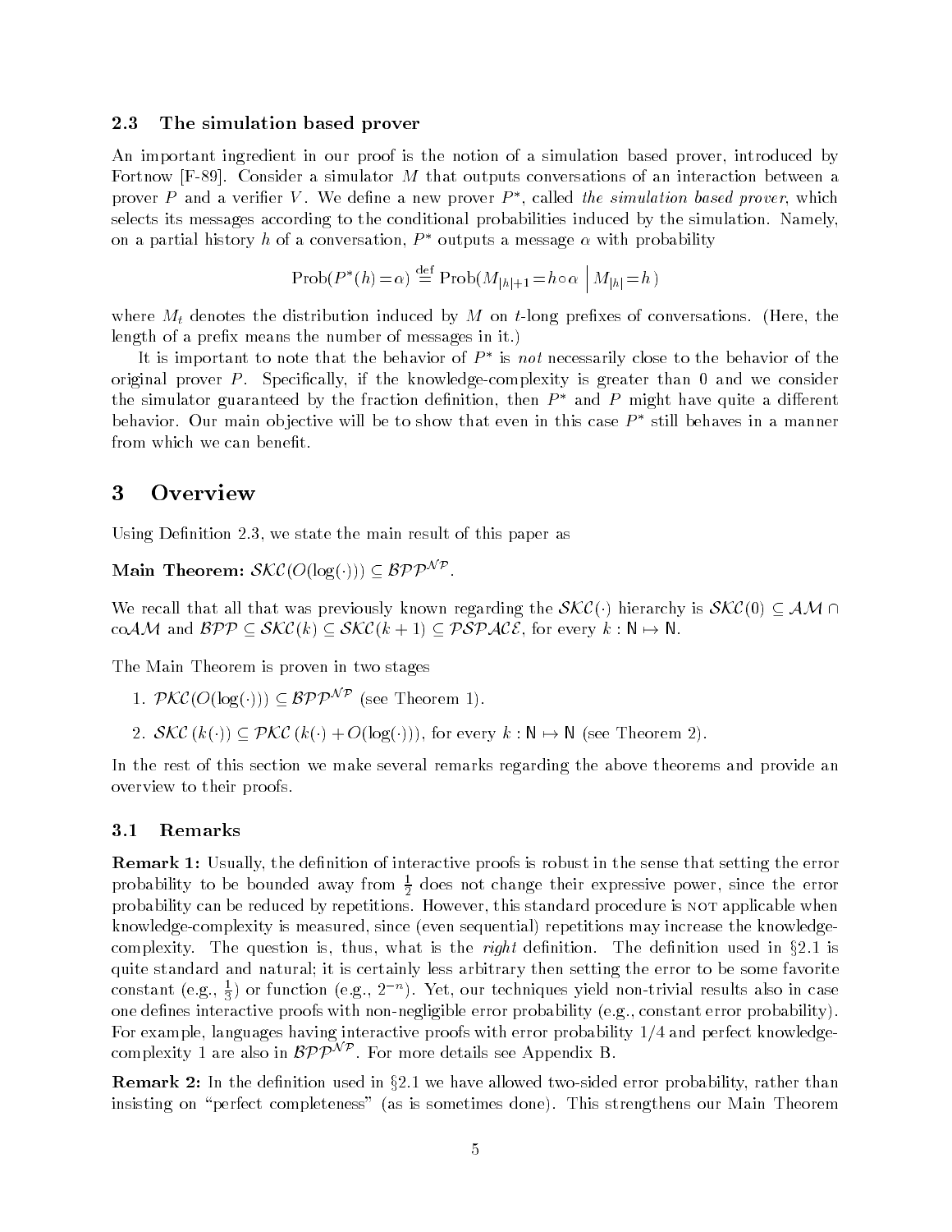### 2.3 The simulation based prover

An important ingredient in our proof is the notion of a simulation based prover, introduced by Fortnow [F-89]. Consider a simulator $M$ that outputs conversations of an interaction between a prover $P$ and a verifier $V$. We define a new prover $P^*$, called *the simulation based prover*, which selects its messages according to the conditional probabilities induced by the simulation. Namely, on a partial history $h$ of a conversation, $P^*$ outputs a message $\alpha$ with probability

$$\text{Prob}(P^*(h) = \alpha) \stackrel{\text{def}}{=} \text{Prob}(M_{|h|+1} = h \circ \alpha \mid M_{|h|} = h)$$

where $M_t$ denotes the distribution induced by $M$ on $t$-long prefixes of conversations. (Here, the length of a prefix means the number of messages in it.)

It is important to note that the behavior of $P^*$ is *not* necessarily close to the behavior of the original prover $P$. Specifically, if the knowledge-complexity is greater than 0 and we consider the simulator guaranteed by the fraction definition, then $P^*$ and $P$ might have quite a different behavior. Our main objective will be to show that even in this case $P^*$ still behaves in a manner from which we can benefit.

## 3 Overview

Using Definition 2.3, we state the main result of this paper as

**Main Theorem:** $\mathcal{SKC}(O(\log(\cdot))) \subseteq \mathcal{BPP}^{\mathcal{NP}}$.

We recall that all that was previously known regarding the $\mathcal{SKC}(\cdot)$ hierarchy is $\mathcal{SKC}(0) \subseteq \mathcal{AM} \cap \text{co}\mathcal{AM}$ and $\mathcal{BPP} \subseteq \mathcal{SKC}(k) \subseteq \mathcal{SKC}(k+1) \subseteq \mathcal{PSPACE}$, for every $k : \mathsf{N} \mapsto \mathsf{N}$.

The Main Theorem is proven in two stages

1. $\mathcal{PKC}(O(\log(\cdot))) \subseteq \mathcal{BPP}^{\mathcal{NP}}$ (see Theorem 1).
2. $\mathcal{SKC}(k(\cdot)) \subseteq \mathcal{PKC}(k(\cdot) + O(\log(\cdot)))$, for every $k : \mathsf{N} \mapsto \mathsf{N}$ (see Theorem 2).

In the rest of this section we make several remarks regarding the above theorems and provide an overview to their proofs.

### 3.1 Remarks

**Remark 1:** Usually, the definition of interactive proofs is robust in the sense that setting the error probability to be bounded away from $\frac{1}{2}$ does not change their expressive power, since the error probability can be reduced by repetitions. However, this standard procedure is NOT applicable when knowledge-complexity is measured, since (even sequential) repetitions may increase the knowledge-complexity. The question is, thus, what is the *right* definition. The definition used in §2.1 is quite standard and natural; it is certainly less arbitrary then setting the error to be some favorite constant (e.g., $\frac{1}{3}$) or function (e.g., $2^{-n}$). Yet, our techniques yield non-trivial results also in case one defines interactive proofs with non-negligible error probability (e.g., constant error probability). For example, languages having interactive proofs with error probability 1/4 and perfect knowledge-complexity 1 are also in $\mathcal{BPP}^{\mathcal{NP}}$. For more details see Appendix B.

**Remark 2:** In the definition used in §2.1 we have allowed two-sided error probability, rather than insisting on "perfect completeness" (as is sometimes done). This strengthens our Main Theorem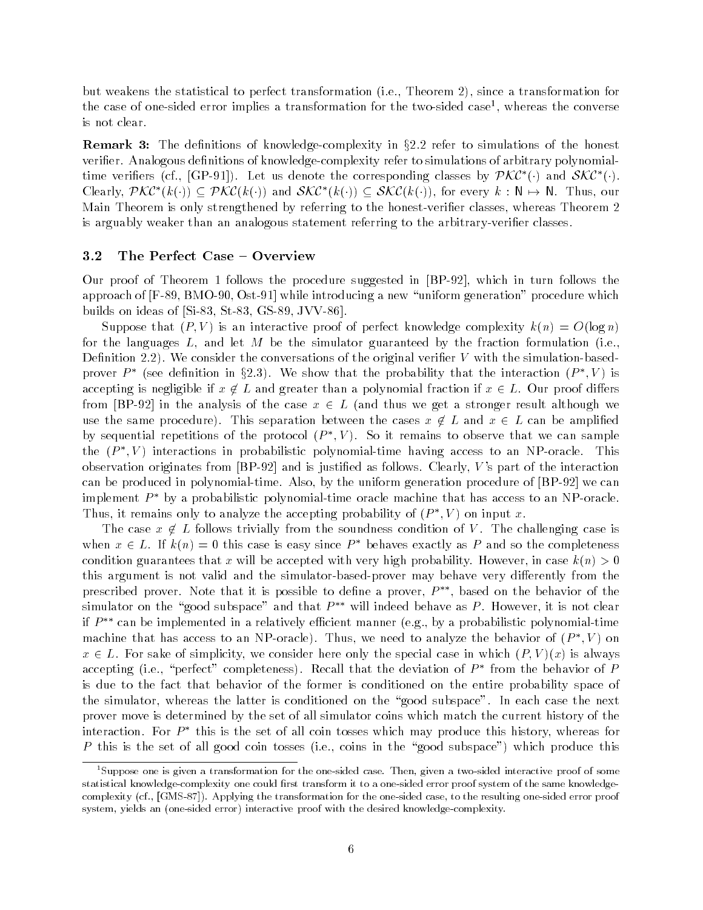but weakens the statistical to perfect transformation (i.e., Theorem 2), since a transformation for the case of one-sided error implies a transformation for the two-sided case[1], whereas the converse is not clear.

**Remark 3:** The definitions of knowledge-complexity in §2.2 refer to simulations of the honest verifier. Analogous definitions of knowledge-complexity refer to simulations of arbitrary polynomial-time verifiers (cf., [GP-91]). Let us denote the corresponding classes by $\mathcal{PKC}^*(\cdot)$ and $\mathcal{SKC}^*(\cdot)$. Clearly, $\mathcal{PKC}^*(k(\cdot)) \subseteq \mathcal{PKC}(k(\cdot))$ and $\mathcal{SKC}^*(k(\cdot)) \subseteq \mathcal{SKC}(k(\cdot))$, for every $k : \mathbb{N} \mapsto \mathbb{N}$. Thus, our Main Theorem is only strengthened by referring to the honest-verifier classes, whereas Theorem 2 is arguably weaker than an analogous statement referring to the arbitrary-verifier classes.

### 3.2 The Perfect Case – Overview

Our proof of Theorem 1 follows the procedure suggested in [BP-92], which in turn follows the approach of [F-89, BMO-90, Ost-91] while introducing a new "uniform generation" procedure which builds on ideas of [Si-83, St-83, GS-89, JVV-86].

Suppose that $(P, V)$ is an interactive proof of perfect knowledge complexity $k(n) = O(\log n)$ for the languages $L$, and let $M$ be the simulator guaranteed by the fraction formulation (i.e., Definition 2.2). We consider the conversations of the original verifier $V$ with the simulation-based-prover $P^*$ (see definition in §2.3). We show that the probability that the interaction $(P^*, V)$ is accepting is negligible if $x \notin L$ and greater than a polynomial fraction if $x \in L$. Our proof differs from [BP-92] in the analysis of the case $x \in L$ (and thus we get a stronger result although we use the same procedure). This separation between the cases $x \notin L$ and $x \in L$ can be amplified by sequential repetitions of the protocol $(P^*, V)$. So it remains to observe that we can sample the $(P^*, V)$ interactions in probabilistic polynomial-time having access to an NP-oracle. This observation originates from [BP-92] and is justified as follows. Clearly, $V$'s part of the interaction can be produced in polynomial-time. Also, by the uniform generation procedure of [BP-92] we can implement $P^*$ by a probabilistic polynomial-time oracle machine that has access to an NP-oracle. Thus, it remains only to analyze the accepting probability of $(P^*, V)$ on input $x$.

The case $x \notin L$ follows trivially from the soundness condition of $V$. The challenging case is when $x \in L$. If $k(n) = 0$ this case is easy since $P^*$ behaves exactly as $P$ and so the completeness condition guarantees that $x$ will be accepted with very high probability. However, in case $k(n) > 0$ this argument is not valid and the simulator-based-prover may behave very differently from the prescribed prover. Note that it is possible to define a prover, $P^{**}$, based on the behavior of the simulator on the "good subspace" and that $P^{**}$ will indeed behave as $P$. However, it is not clear if $P^{**}$ can be implemented in a relatively efficient manner (e.g., by a probabilistic polynomial-time machine that has access to an NP-oracle). Thus, we need to analyze the behavior of $(P^*, V)$ on $x \in L$. For sake of simplicity, we consider here only the special case in which $(P, V)(x)$ is always accepting (i.e., "perfect" completeness). Recall that the deviation of $P^*$ from the behavior of $P$ is due to the fact that behavior of the former is conditioned on the entire probability space of the simulator, whereas the latter is conditioned on the "good subspace". In each case the next prover move is determined by the set of all simulator coins which match the current history of the interaction. For $P^*$ this is the set of all coin tosses which may produce this history, whereas for $P$ this is the set of all good coin tosses (i.e., coins in the "good subspace") which produce this

[1] Suppose one is given a transformation for the one-sided case. Then, given a two-sided interactive proof of some statistical knowledge-complexity one could first transform it to a one-sided error proof system of the same knowledge-complexity (cf., [GMS-87]). Applying the transformation for the one-sided case, to the resulting one-sided error proof system, yields an (one-sided error) interactive proof with the desired knowledge-complexity.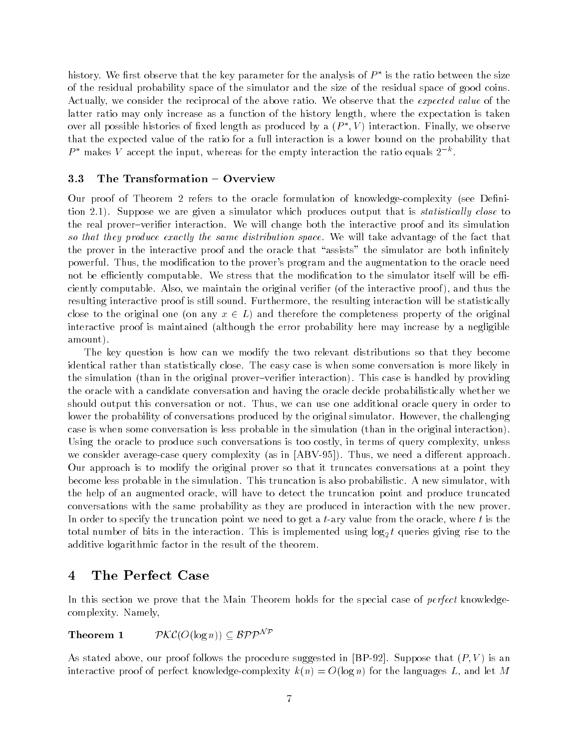history. We first observe that the key parameter for the analysis of $P^*$ is the ratio between the size of the residual probability space of the simulator and the size of the residual space of good coins. Actually, we consider the reciprocal of the above ratio. We observe that the *expected value* of the latter ratio may only increase as a function of the history length, where the expectation is taken over all possible histories of fixed length as produced by a $(P^*, V)$ interaction. Finally, we observe that the expected value of the ratio for a full interaction is a lower bound on the probability that $P^*$ makes $V$ accept the input, whereas for the empty interaction the ratio equals $2^{-k}$.

### 3.3 The Transformation – Overview

Our proof of Theorem 2 refers to the oracle formulation of knowledge-complexity (see Definition 2.1). Suppose we are given a simulator which produces output that is *statistically close* to the real prover–verifier interaction. We will change both the interactive proof and its simulation *so that they produce exactly the same distribution space*. We will take advantage of the fact that the prover in the interactive proof and the oracle that "assists" the simulator are both infinitely powerful. Thus, the modification to the prover's program and the augmentation to the oracle need not be efficiently computable. We stress that the modification to the simulator itself will be efficiently computable. Also, we maintain the original verifier (of the interactive proof), and thus the resulting interactive proof is still sound. Furthermore, the resulting interaction will be statistically close to the original one (on any $x \in L$) and therefore the completeness property of the original interactive proof is maintained (although the error probability here may increase by a negligible amount).

The key question is how can we modify the two relevant distributions so that they become identical rather than statistically close. The easy case is when some conversation is more likely in the simulation (than in the original prover–verifier interaction). This case is handled by providing the oracle with a candidate conversation and having the oracle decide probabilistically whether we should output this conversation or not. Thus, we can use one additional oracle query in order to lower the probability of conversations produced by the original simulator. However, the challenging case is when some conversation is less probable in the simulation (than in the original interaction). Using the oracle to produce such conversations is too costly, in terms of query complexity, unless we consider average-case query complexity (as in [ABV-95]). Thus, we need a different approach. Our approach is to modify the original prover so that it truncates conversations at a point they become less probable in the simulation. This truncation is also probabilistic. A new simulator, with the help of an augmented oracle, will have to detect the truncation point and produce truncated conversations with the same probability as they are produced in interaction with the new prover. In order to specify the truncation point we need to get a $t$-ary value from the oracle, where $t$ is the total number of bits in the interaction. This is implemented using $\log_2 t$ queries giving rise to the additive logarithmic factor in the result of the theorem.

## 4 The Perfect Case

In this section we prove that the Main Theorem holds for the special case of *perfect* knowledge-complexity. Namely,

**Theorem 1** $\mathcal{PKC}(O(\log n)) \subseteq \mathcal{BPP}^{\mathcal{NP}}$

As stated above, our proof follows the procedure suggested in [BP-92]. Suppose that $(P, V)$ is an interactive proof of perfect knowledge-complexity $k(n) = O(\log n)$ for the languages $L$, and let $M$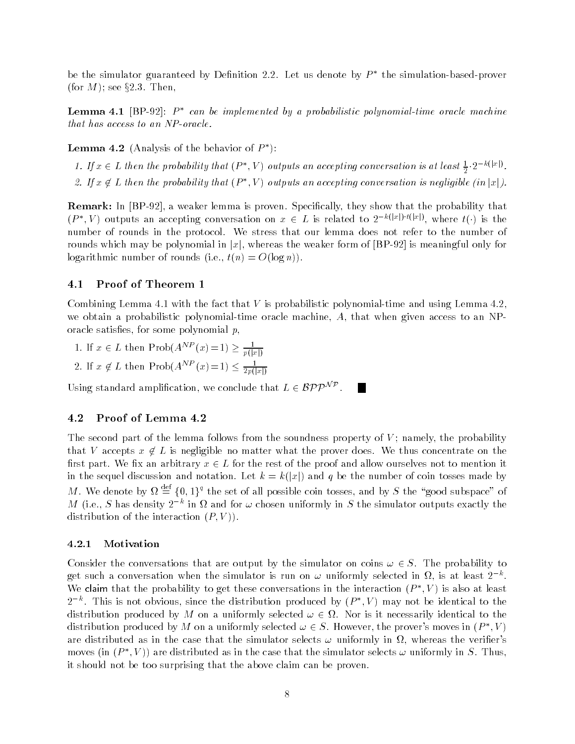be the simulator guaranteed by Definition 2.2. Let us denote by $P^*$ the simulation-based-prover (for $M$); see §2.3. Then,

**Lemma 4.1** [BP-92]: *$P^*$ can be implemented by a probabilistic polynomial-time oracle machine that has access to an NP-oracle.*

**Lemma 4.2** (Analysis of the behavior of $P^*$):

1. *If $x \in L$ then the probability that $(P^*, V)$ outputs an accepting conversation is at least $\frac{1}{2} \cdot 2^{-k(|x|)}$.*
2. *If $x \notin L$ then the probability that $(P^*, V)$ outputs an accepting conversation is negligible (in $|x|$).*

**Remark:** In [BP-92], a weaker lemma is proven. Specifically, they show that the probability that $(P^*, V)$ outputs an accepting conversation on $x \in L$ is related to $2^{-k(|x|) \cdot t(|x|)}$, where $t(\cdot)$ is the number of rounds in the protocol. We stress that our lemma does not refer to the number of rounds which may be polynomial in $|x|$, whereas the weaker form of [BP-92] is meaningful only for logarithmic number of rounds (i.e., $t(n) = O(\log n)$).

### 4.1 Proof of Theorem 1

Combining Lemma 4.1 with the fact that $V$ is probabilistic polynomial-time and using Lemma 4.2, we obtain a probabilistic polynomial-time oracle machine, $A$, that when given access to an NP-oracle satisfies, for some polynomial $p$,

1. If $x \in L$ then $\text{Prob}(A^{NP}(x) = 1) \geq \frac{1}{p(|x|)}$
2. If $x \notin L$ then $\text{Prob}(A^{NP}(x) = 1) \leq \frac{1}{2p(|x|)}$

Using standard amplification, we conclude that $L \in \mathcal{BPP}^{\mathcal{NP}}$. ■

### 4.2 Proof of Lemma 4.2

The second part of the lemma follows from the soundness property of $V$; namely, the probability that $V$ accepts $x \notin L$ is negligible no matter what the prover does. We thus concentrate on the first part. We fix an arbitrary $x \in L$ for the rest of the proof and allow ourselves not to mention it in the sequel discussion and notation. Let $k = k(|x|)$ and $q$ be the number of coin tosses made by $M$. We denote by $\Omega \stackrel{\text{def}}{=} \{0,1\}^q$ the set of all possible coin tosses, and by $S$ the "good subspace" of $M$ (i.e., $S$ has density $2^{-k}$ in $\Omega$ and for $\omega$ chosen uniformly in $S$ the simulator outputs exactly the distribution of the interaction $(P, V)$).

#### 4.2.1 Motivation

Consider the conversations that are output by the simulator on coins $\omega \in S$. The probability to get such a conversation when the simulator is run on $\omega$ uniformly selected in $\Omega$, is at least $2^{-k}$. We claim that the probability to get these conversations in the interaction $(P^*, V)$ is also at least $2^{-k}$. This is not obvious, since the distribution produced by $(P^*, V)$ may not be identical to the distribution produced by $M$ on a uniformly selected $\omega \in \Omega$. Nor is it necessarily identical to the distribution produced by $M$ on a uniformly selected $\omega \in S$. However, the prover's moves in $(P^*, V)$ are distributed as in the case that the simulator selects $\omega$ uniformly in $\Omega$, whereas the verifier's moves (in $(P^*, V)$) are distributed as in the case that the simulator selects $\omega$ uniformly in $S$. Thus, it should not be too surprising that the above claim can be proven.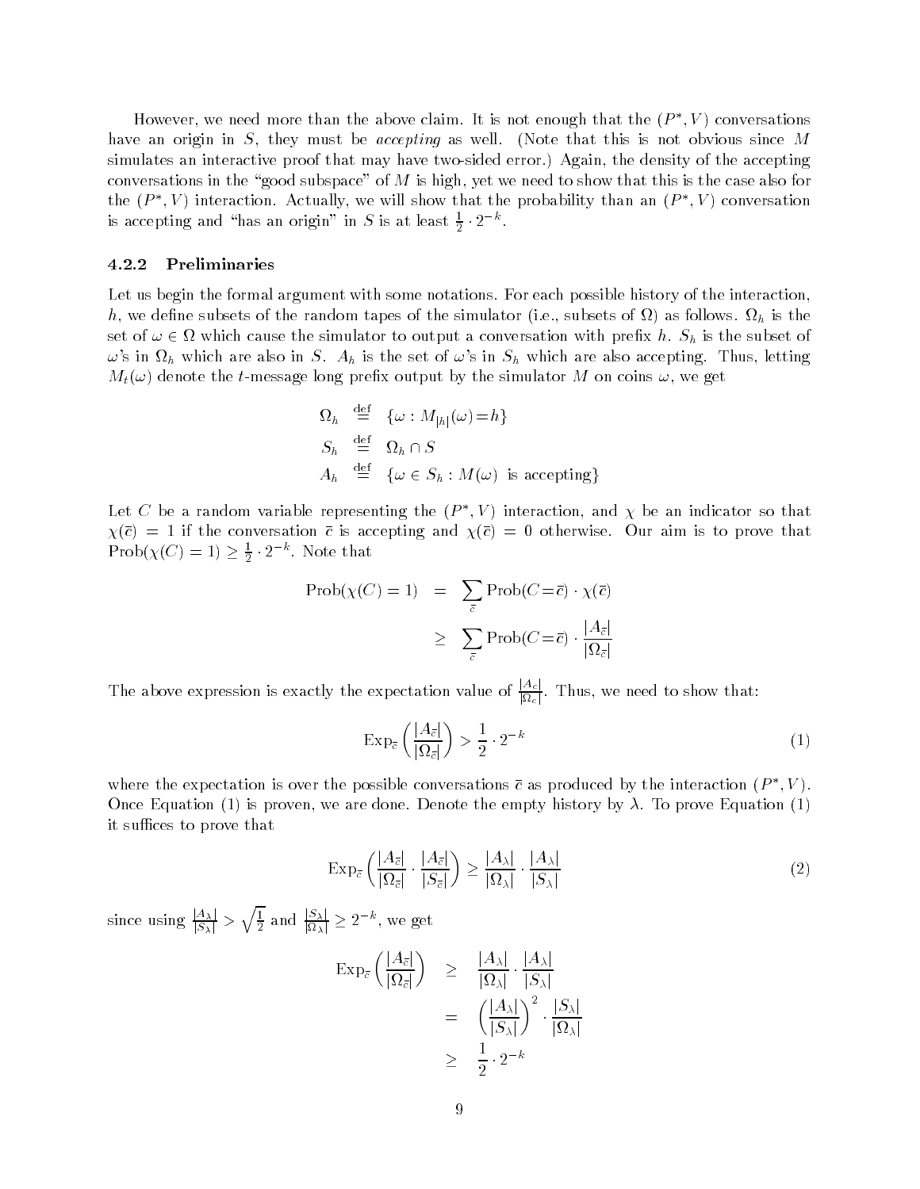However, we need more than the above claim. It is not enough that the $(P^*, V)$ conversations have an origin in $S$, they must be *accepting* as well. (Note that this is not obvious since $M$ simulates an interactive proof that may have two-sided error.) Again, the density of the accepting conversations in the "good subspace" of $M$ is high, yet we need to show that this is the case also for the $(P^*, V)$ interaction. Actually, we will show that the probability than an $(P^*, V)$ conversation is accepting and "has an origin" in $S$ is at least $\frac{1}{2} \cdot 2^{-k}$.

### 4.2.2 Preliminaries

Let us begin the formal argument with some notations. For each possible history of the interaction, $h$, we define subsets of the random tapes of the simulator (i.e., subsets of $\Omega$) as follows. $\Omega_h$ is the set of $\omega \in \Omega$ which cause the simulator to output a conversation with prefix $h$. $S_h$ is the subset of $\omega$'s in $\Omega_h$ which are also in $S$. $A_h$ is the set of $\omega$'s in $S_h$ which are also accepting. Thus, letting $M_t(\omega)$ denote the $t$-message long prefix output by the simulator $M$ on coins $\omega$, we get

$$
\begin{aligned}
\Omega_h &\stackrel{\text{def}}{=} \{\omega : M_{|h|}(\omega) = h\} \\
S_h &\stackrel{\text{def}}{=} \Omega_h \cap S \\
A_h &\stackrel{\text{def}}{=} \{\omega \in S_h : M(\omega) \text{ is accepting}\}
\end{aligned}
$$

Let $C$ be a random variable representing the $(P^*, V)$ interaction, and $\chi$ be an indicator so that $\chi(\bar{c}) = 1$ if the conversation $\bar{c}$ is accepting and $\chi(\bar{c}) = 0$ otherwise. Our aim is to prove that $\text{Prob}(\chi(C) = 1) \geq \frac{1}{2} \cdot 2^{-k}$. Note that

$$
\begin{aligned}
\text{Prob}(\chi(C) = 1) &= \sum_{\bar{c}} \text{Prob}(C = \bar{c}) \cdot \chi(\bar{c}) \\
&\geq \sum_{\bar{c}} \text{Prob}(C = \bar{c}) \cdot \frac{|A_{\bar{c}}|}{|\Omega_{\bar{c}}|}
\end{aligned}
$$

The above expression is exactly the expectation value of $\frac{|A_c|}{|\Omega_c|}$. Thus, we need to show that:

$$
\text{Exp}_{\bar{c}}\left(\frac{|A_{\bar{c}}|}{|\Omega_{\bar{c}}|}\right) > \frac{1}{2} \cdot 2^{-k} \tag{1}
$$

where the expectation is over the possible conversations $\bar{c}$ as produced by the interaction $(P^*, V)$. Once Equation (1) is proven, we are done. Denote the empty history by $\lambda$. To prove Equation (1) it suffices to prove that

$$
\text{Exp}_{\bar{c}}\left(\frac{|A_{\bar{c}}|}{|\Omega_{\bar{c}}|} \cdot \frac{|A_{\bar{c}}|}{|S_{\bar{c}}|}\right) \geq \frac{|A_\lambda|}{|\Omega_\lambda|} \cdot \frac{|A_\lambda|}{|S_\lambda|} \tag{2}
$$

since using $\frac{|A_\lambda|}{|S_\lambda|} > \sqrt{\frac{1}{2}}$ and $\frac{|S_\lambda|}{|\Omega_\lambda|} \geq 2^{-k}$, we get

$$
\begin{aligned}
\text{Exp}_{\bar{c}}\left(\frac{|A_{\bar{c}}|}{|\Omega_{\bar{c}}|}\right) &\geq \frac{|A_\lambda|}{|\Omega_\lambda|} \cdot \frac{|A_\lambda|}{|S_\lambda|} \\
&= \left(\frac{|A_\lambda|}{|S_\lambda|}\right)^2 \cdot \frac{|S_\lambda|}{|\Omega_\lambda|} \\
&\geq \frac{1}{2} \cdot 2^{-k}
\end{aligned}
$$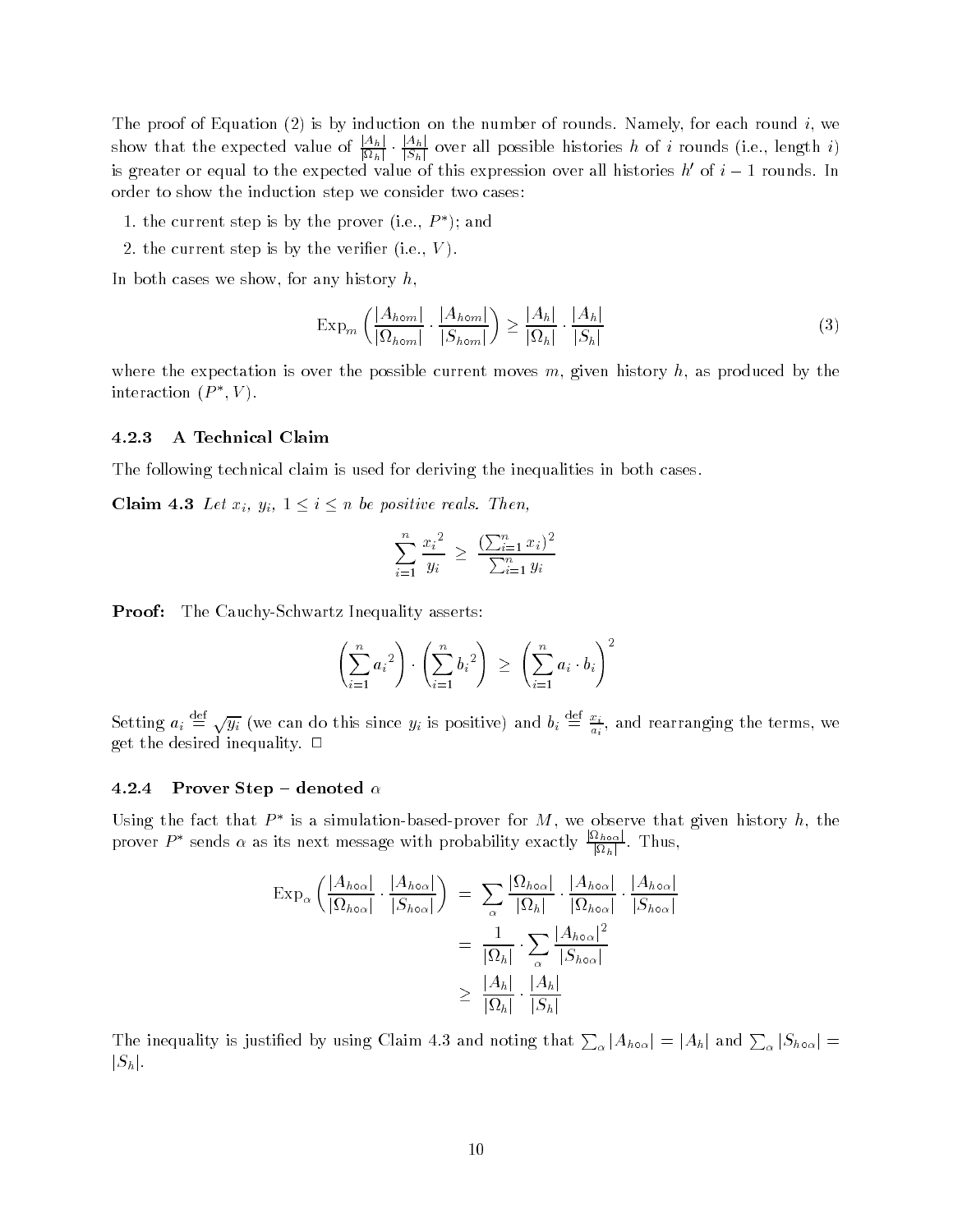The proof of Equation (2) is by induction on the number of rounds. Namely, for each round $i$, we show that the expected value of $\frac{|A_h|}{|\Omega_h|} \cdot \frac{|A_h|}{|S_h|}$ over all possible histories $h$ of $i$ rounds (i.e., length $i$) is greater or equal to the expected value of this expression over all histories $h'$ of $i-1$ rounds. In order to show the induction step we consider two cases:

1. the current step is by the prover (i.e., $P^*$); and
2. the current step is by the verifier (i.e., $V$).

In both cases we show, for any history $h$,

$$\text{Exp}_m \left( \frac{|A_{h \circ m}|}{|\Omega_{h \circ m}|} \cdot \frac{|A_{h \circ m}|}{|S_{h \circ m}|} \right) \geq \frac{|A_h|}{|\Omega_h|} \cdot \frac{|A_h|}{|S_h|} \tag{3}$$

where the expectation is over the possible current moves $m$, given history $h$, as produced by the interaction $(P^*, V)$.

### 4.2.3 A Technical Claim

The following technical claim is used for deriving the inequalities in both cases.

**Claim 4.3** *Let $x_i$, $y_i$, $1 \leq i \leq n$ be positive reals. Then,*

$$\sum_{i=1}^{n} \frac{{x_i}^2}{y_i} \;\geq\; \frac{\left(\sum_{i=1}^{n} x_i\right)^2}{\sum_{i=1}^{n} y_i}$$

**Proof:** The Cauchy-Schwartz Inequality asserts:

$$\left( \sum_{i=1}^{n} {a_i}^2 \right) \cdot \left( \sum_{i=1}^{n} {b_i}^2 \right) \;\geq\; \left( \sum_{i=1}^{n} a_i \cdot b_i \right)^2$$

Setting $a_i \stackrel{\text{def}}{=} \sqrt{y_i}$ (we can do this since $y_i$ is positive) and $b_i \stackrel{\text{def}}{=} \frac{x_i}{a_i}$, and rearranging the terms, we get the desired inequality. □

### 4.2.4 Prover Step – denoted $\alpha$

Using the fact that $P^*$ is a simulation-based-prover for $M$, we observe that given history $h$, the prover $P^*$ sends $\alpha$ as its next message with probability exactly $\frac{|\Omega_{h \circ \alpha}|}{|\Omega_h|}$. Thus,

$$\begin{aligned}
\text{Exp}_\alpha \left( \frac{|A_{h \circ \alpha}|}{|\Omega_{h \circ \alpha}|} \cdot \frac{|A_{h \circ \alpha}|}{|S_{h \circ \alpha}|} \right) \;&=\; \sum_\alpha \frac{|\Omega_{h \circ \alpha}|}{|\Omega_h|} \cdot \frac{|A_{h \circ \alpha}|}{|\Omega_{h \circ \alpha}|} \cdot \frac{|A_{h \circ \alpha}|}{|S_{h \circ \alpha}|} \\
&=\; \frac{1}{|\Omega_h|} \cdot \sum_\alpha \frac{|A_{h \circ \alpha}|^2}{|S_{h \circ \alpha}|} \\
&\geq\; \frac{|A_h|}{|\Omega_h|} \cdot \frac{|A_h|}{|S_h|}
\end{aligned}$$

The inequality is justified by using Claim 4.3 and noting that $\sum_\alpha |A_{h \circ \alpha}| = |A_h|$ and $\sum_\alpha |S_{h \circ \alpha}| = |S_h|$.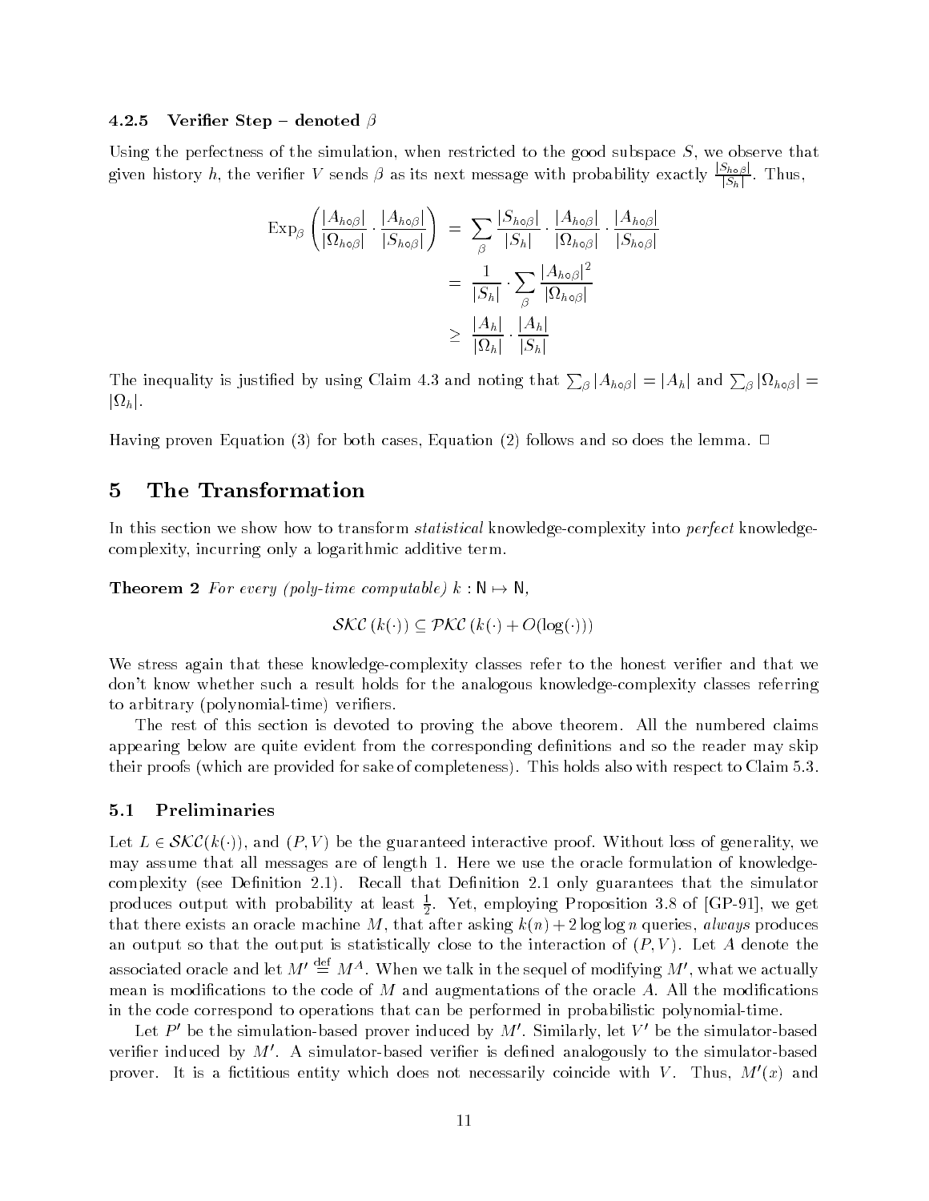#### 4.2.5 Verifier Step – denoted $\beta$

Using the perfectness of the simulation, when restricted to the good subspace $S$, we observe that given history $h$, the verifier $V$ sends $\beta$ as its next message with probability exactly $\frac{|S_{h\circ\beta}|}{|S_h|}$. Thus,

$$
\begin{aligned}
\mathrm{Exp}_\beta\left(\frac{|A_{h\circ\beta}|}{|\Omega_{h\circ\beta}|}\cdot\frac{|A_{h\circ\beta}|}{|S_{h\circ\beta}|}\right) &= \sum_\beta \frac{|S_{h\circ\beta}|}{|S_h|}\cdot\frac{|A_{h\circ\beta}|}{|\Omega_{h\circ\beta}|}\cdot\frac{|A_{h\circ\beta}|}{|S_{h\circ\beta}|} \\
&= \frac{1}{|S_h|}\cdot\sum_\beta \frac{|A_{h\circ\beta}|^2}{|\Omega_{h\circ\beta}|} \\
&\geq \frac{|A_h|}{|\Omega_h|}\cdot\frac{|A_h|}{|S_h|}
\end{aligned}
$$

The inequality is justified by using Claim 4.3 and noting that $\sum_\beta |A_{h\circ\beta}| = |A_h|$ and $\sum_\beta |\Omega_{h\circ\beta}| = |\Omega_h|$.

Having proven Equation (3) for both cases, Equation (2) follows and so does the lemma. $\Box$

## 5 The Transformation

In this section we show how to transform *statistical* knowledge-complexity into *perfect* knowledge-complexity, incurring only a logarithmic additive term.

**Theorem 2** *For every (poly-time computable) $k : \mathbb{N} \mapsto \mathbb{N}$,*

$$\mathcal{SKC}\,(k(\cdot)) \subseteq \mathcal{PKC}\,(k(\cdot) + O(\log(\cdot)))$$

We stress again that these knowledge-complexity classes refer to the honest verifier and that we don't know whether such a result holds for the analogous knowledge-complexity classes referring to arbitrary (polynomial-time) verifiers.

The rest of this section is devoted to proving the above theorem. All the numbered claims appearing below are quite evident from the corresponding definitions and so the reader may skip their proofs (which are provided for sake of completeness). This holds also with respect to Claim 5.3.

### 5.1 Preliminaries

Let $L \in \mathcal{SKC}(k(\cdot))$, and $(P, V)$ be the guaranteed interactive proof. Without loss of generality, we may assume that all messages are of length 1. Here we use the oracle formulation of knowledge-complexity (see Definition 2.1). Recall that Definition 2.1 only guarantees that the simulator produces output with probability at least $\frac{1}{2}$. Yet, employing Proposition 3.8 of [GP-91], we get that there exists an oracle machine $M$, that after asking $k(n) + 2\log\log n$ queries, *always* produces an output so that the output is statistically close to the interaction of $(P, V)$. Let $A$ denote the associated oracle and let $M' \stackrel{\rm def}{=} M^A$. When we talk in the sequel of modifying $M'$, what we actually mean is modifications to the code of $M$ and augmentations of the oracle $A$. All the modifications in the code correspond to operations that can be performed in probabilistic polynomial-time.

Let $P'$ be the simulation-based prover induced by $M'$. Similarly, let $V'$ be the simulator-based verifier induced by $M'$. A simulator-based verifier is defined analogously to the simulator-based prover. It is a fictitious entity which does not necessarily coincide with $V$. Thus, $M'(x)$ and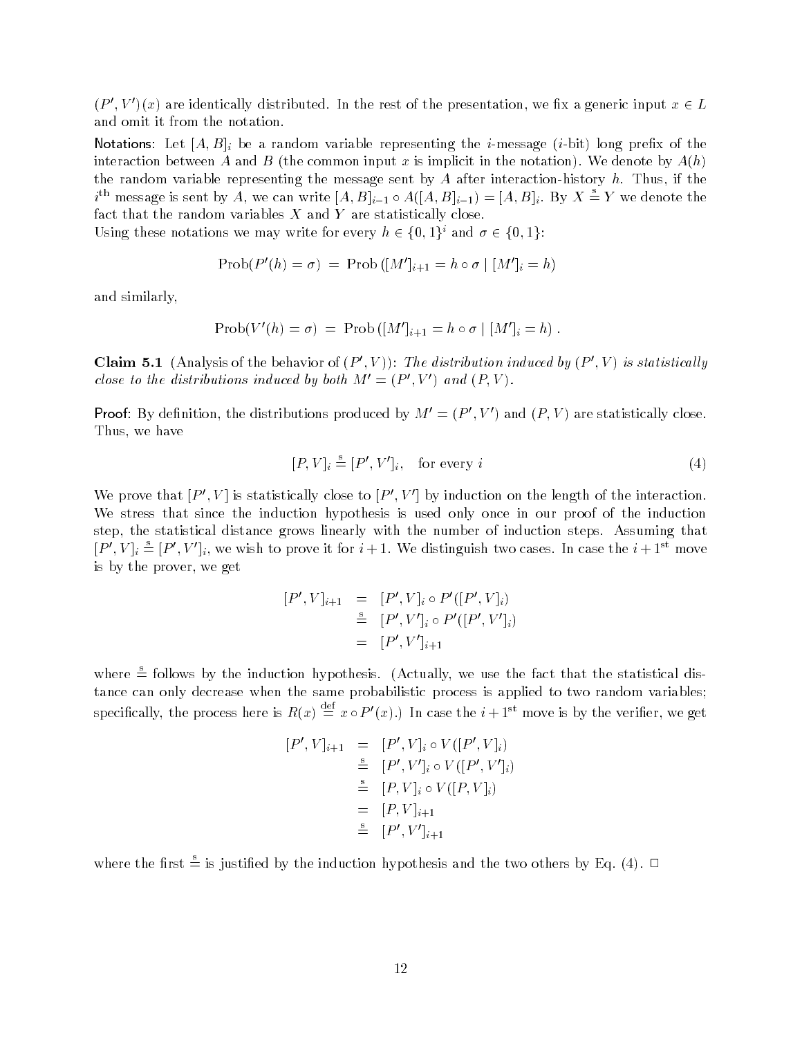$(P', V')(x)$ are identically distributed. In the rest of the presentation, we fix a generic input $x \in L$ and omit it from the notation.

**Notations:** Let $[A, B]_i$ be a random variable representing the $i$-message ($i$-bit) long prefix of the interaction between $A$ and $B$ (the common input $x$ is implicit in the notation). We denote by $A(h)$ the random variable representing the message sent by $A$ after interaction-history $h$. Thus, if the $i^{\text{th}}$ message is sent by $A$, we can write $[A, B]_{i-1} \circ A([A, B]_{i-1}) = [A, B]_i$. By $X \stackrel{\text{s}}{=} Y$ we denote the fact that the random variables $X$ and $Y$ are statistically close.
Using these notations we may write for every $h \in \{0, 1\}^i$ and $\sigma \in \{0, 1\}$:

$$\text{Prob}(P'(h) = \sigma) \ = \ \text{Prob}\left([M']_{i+1} = h \circ \sigma \mid [M']_i = h\right)$$

and similarly,

$$\text{Prob}(V'(h) = \sigma) \ = \ \text{Prob}\left([M']_{i+1} = h \circ \sigma \mid [M']_i = h\right) .$$

**Claim 5.1** (Analysis of the behavior of $(P', V)$): *The distribution induced by $(P', V)$ is statistically close to the distributions induced by both $M' = (P', V')$ and $(P, V)$.*

**Proof:** By definition, the distributions produced by $M' = (P', V')$ and $(P, V)$ are statistically close. Thus, we have

$$[P, V]_i \stackrel{\text{s}}{=} [P', V']_i, \quad \text{for every } i \tag{4}$$

We prove that $[P', V]$ is statistically close to $[P', V']$ by induction on the length of the interaction. We stress that since the induction hypothesis is used only once in our proof of the induction step, the statistical distance grows linearly with the number of induction steps. Assuming that $[P', V]_i \stackrel{\text{s}}{=} [P', V']_i$, we wish to prove it for $i+1$. We distinguish two cases. In case the $i+1^{\text{st}}$ move is by the prover, we get

$$\begin{aligned}
[P', V]_{i+1} &= [P', V]_i \circ P'([P', V]_i) \\
&\stackrel{\text{s}}{=} [P', V']_i \circ P'([P', V']_i) \\
&= [P', V']_{i+1}
\end{aligned}$$

where $\stackrel{\text{s}}{=}$ follows by the induction hypothesis. (Actually, we use the fact that the statistical distance can only decrease when the same probabilistic process is applied to two random variables; specifically, the process here is $R(x) \stackrel{\text{def}}{=} x \circ P'(x)$.) In case the $i+1^{\text{st}}$ move is by the verifier, we get

$$\begin{aligned}
[P', V]_{i+1} &= [P', V]_i \circ V([P', V]_i) \\
&\stackrel{\text{s}}{=} [P', V']_i \circ V([P', V']_i) \\
&\stackrel{\text{s}}{=} [P, V]_i \circ V([P, V]_i) \\
&= [P, V]_{i+1} \\
&\stackrel{\text{s}}{=} [P', V']_{i+1}
\end{aligned}$$

where the first $\stackrel{\text{s}}{=}$ is justified by the induction hypothesis and the two others by Eq. (4). □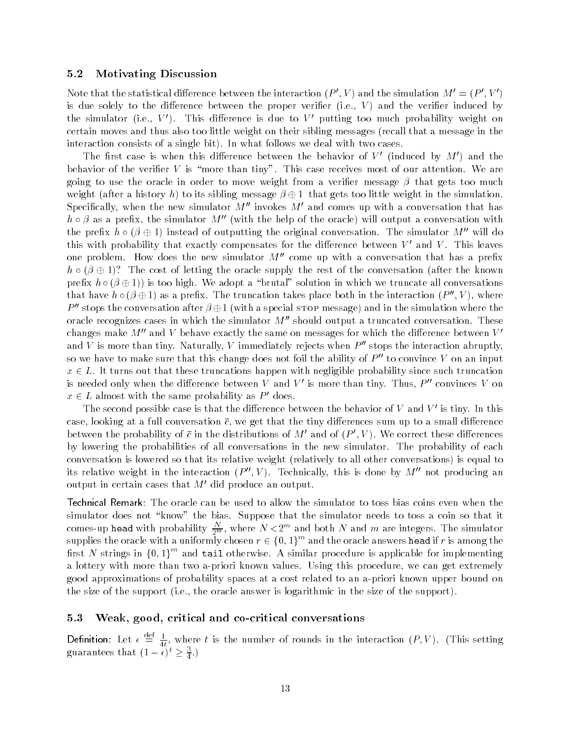### 5.2 Motivating Discussion

Note that the statistical difference between the interaction $(P', V)$ and the simulation $M' = (P', V')$ is due solely to the difference between the proper verifier (i.e., $V$) and the verifier induced by the simulator (i.e., $V'$). This difference is due to $V'$ putting too much probability weight on certain moves and thus also too little weight on their sibling messages (recall that a message in the interaction consists of a single bit). In what follows we deal with two cases.

The first case is when this difference between the behavior of $V'$ (induced by $M'$) and the behavior of the verifier $V$ is "more than tiny". This case receives most of our attention. We are going to use the oracle in order to move weight from a verifier message $\beta$ that gets too much weight (after a history $h$) to its sibling message $\beta \oplus 1$ that gets too little weight in the simulation. Specifically, when the new simulator $M''$ invokes $M'$ and comes up with a conversation that has $h \circ \beta$ as a prefix, the simulator $M''$ (with the help of the oracle) will output a conversation with the prefix $h \circ (\beta \oplus 1)$ instead of outputting the original conversation. The simulator $M''$ will do this with probability that exactly compensates for the difference between $V'$ and $V$. This leaves one problem. How does the new simulator $M''$ come up with a conversation that has a prefix $h \circ (\beta \oplus 1)$? The cost of letting the oracle supply the rest of the conversation (after the known prefix $h \circ (\beta \oplus 1)$) is too high. We adopt a "brutal" solution in which we truncate all conversations that have $h \circ (\beta \oplus 1)$ as a prefix. The truncation takes place both in the interaction $(P'', V)$, where $P''$ stops the conversation after $\beta \oplus 1$ (with a special STOP message) and in the simulation where the oracle recognizes cases in which the simulator $M''$ should output a truncated conversation. These changes make $M''$ and $V$ behave exactly the same on messages for which the difference between $V'$ and $V$ is more than tiny. Naturally, $V$ immediately rejects when $P''$ stops the interaction abruptly, so we have to make sure that this change does not foil the ability of $P''$ to convince $V$ on an input $x \in L$. It turns out that these truncations happen with negligible probability since such truncation is needed only when the difference between $V$ and $V'$ is more than tiny. Thus, $P''$ convinces $V$ on $x \in L$ almost with the same probability as $P'$ does.

The second possible case is that the difference between the behavior of $V$ and $V'$ is tiny. In this case, looking at a full conversation $\bar{c}$, we get that the tiny differences sum up to a small difference between the probability of $\bar{c}$ in the distributions of $M'$ and of $(P', V)$. We correct these differences by lowering the probabilities of all conversations in the new simulator. The probability of each conversation is lowered so that its relative weight (relatively to all other conversations) is equal to its relative weight in the interaction $(P'', V)$. Technically, this is done by $M''$ not producing an output in certain cases that $M'$ did produce an output.

**Technical Remark:** The oracle can be used to allow the simulator to toss bias coins even when the simulator does not "know" the bias. Suppose that the simulator needs to toss a coin so that it comes-up `head` with probability $\frac{N}{2^m}$, where $N < 2^m$ and both $N$ and $m$ are integers. The simulator supplies the oracle with a uniformly chosen $r \in \{0,1\}^m$ and the oracle answers `head` if $r$ is among the first $N$ strings in $\{0,1\}^m$ and `tail` otherwise. A similar procedure is applicable for implementing a lottery with more than two a-priori known values. Using this procedure, we can get extremely good approximations of probability spaces at a cost related to an a-priori known upper bound on the size of the support (i.e., the oracle answer is logarithmic in the size of the support).

### 5.3 Weak, good, critical and co-critical conversations

**Definition:** Let $\epsilon \stackrel{\text{def}}{=} \frac{1}{4t}$, where $t$ is the number of rounds in the interaction $(P, V)$. (This setting guarantees that $(1-\epsilon)^t \geq \frac{3}{4}$.)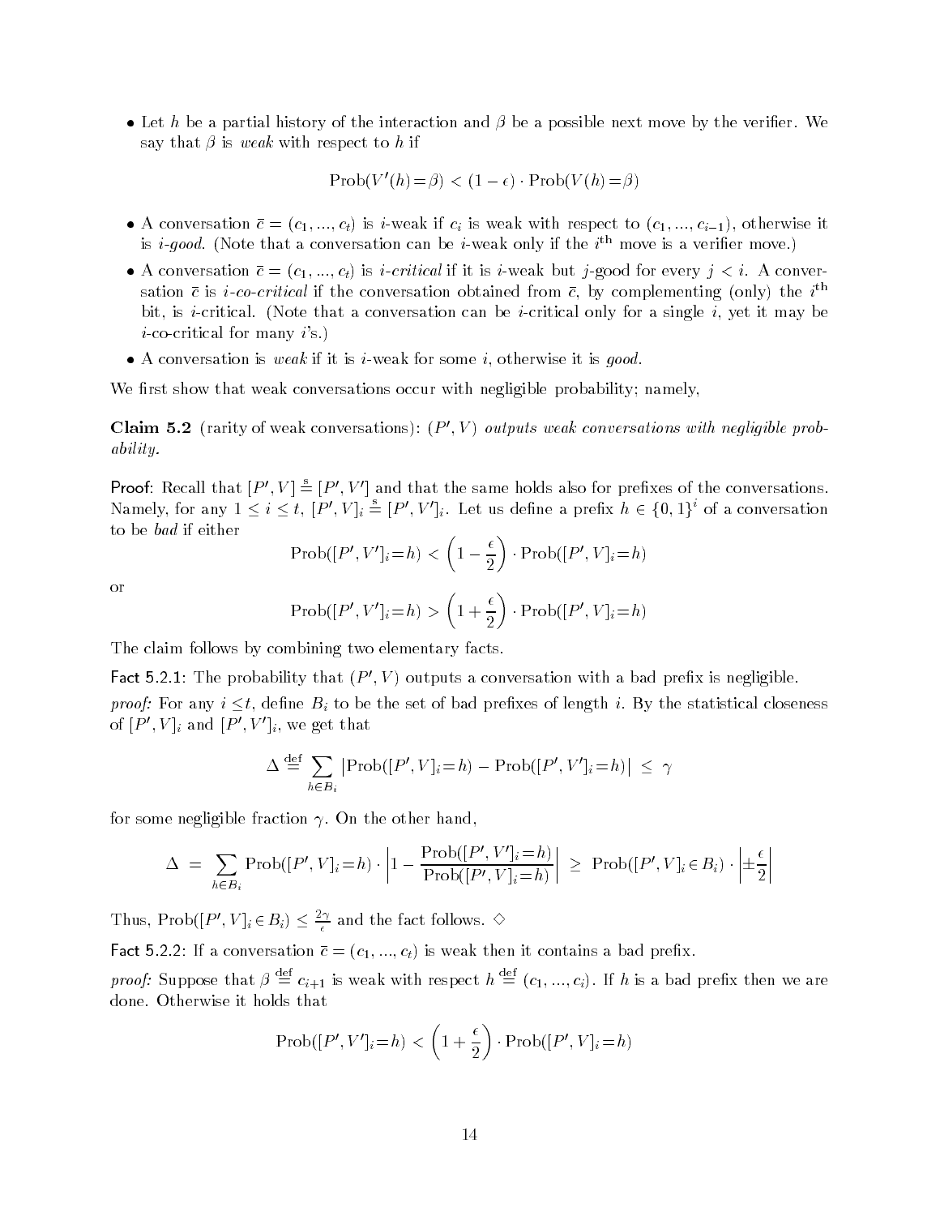- Let $h$ be a partial history of the interaction and $\beta$ be a possible next move by the verifier. We say that $\beta$ is *weak* with respect to $h$ if

$$\text{Prob}(V'(h) = \beta) < (1 - \epsilon) \cdot \text{Prob}(V(h) = \beta)$$

- A conversation $\bar{c} = (c_1, ..., c_t)$ is $i$-weak if $c_i$ is weak with respect to $(c_1, ..., c_{i-1})$, otherwise it is *i-good*. (Note that a conversation can be $i$-weak only if the $i^{\text{th}}$ move is a verifier move.)
- A conversation $\bar{c} = (c_1, ..., c_t)$ is *i-critical* if it is $i$-weak but $j$-good for every $j < i$. A conversation $\bar{c}$ is *i-co-critical* if the conversation obtained from $\bar{c}$, by complementing (only) the $i^{\text{th}}$ bit, is $i$-critical. (Note that a conversation can be $i$-critical only for a single $i$, yet it may be $i$-co-critical for many $i$'s.)
- A conversation is *weak* if it is $i$-weak for some $i$, otherwise it is *good*.

We first show that weak conversations occur with negligible probability; namely,

**Claim 5.2** (rarity of weak conversations): *$(P', V)$ outputs weak conversations with negligible probability.*

**Proof:** Recall that $[P', V] \stackrel{s}{=} [P', V']$ and that the same holds also for prefixes of the conversations. Namely, for any $1 \leq i \leq t$, $[P', V]_i \stackrel{s}{=} [P', V']_i$. Let us define a prefix $h \in \{0, 1\}^i$ of a conversation to be *bad* if either

$$\text{Prob}([P', V']_i = h) < \left(1 - \frac{\epsilon}{2}\right) \cdot \text{Prob}([P', V]_i = h)$$

or

$$\text{Prob}([P', V']_i = h) > \left(1 + \frac{\epsilon}{2}\right) \cdot \text{Prob}([P', V]_i = h)$$

The claim follows by combining two elementary facts.

**Fact 5.2.1:** The probability that $(P', V)$ outputs a conversation with a bad prefix is negligible.

*proof:* For any $i \leq t$, define $B_i$ to be the set of bad prefixes of length $i$. By the statistical closeness of $[P', V]_i$ and $[P', V']_i$, we get that

$$\Delta \stackrel{\text{def}}{=} \sum_{h \in B_i} \left| \text{Prob}([P', V]_i = h) - \text{Prob}([P', V']_i = h) \right| \leq \gamma$$

for some negligible fraction $\gamma$. On the other hand,

$$\Delta = \sum_{h \in B_i} \text{Prob}([P', V]_i = h) \cdot \left| 1 - \frac{\text{Prob}([P', V']_i = h)}{\text{Prob}([P', V]_i = h)} \right| \geq \text{Prob}([P', V]_i \in B_i) \cdot \left| \pm \frac{\epsilon}{2} \right|$$

Thus, $\text{Prob}([P', V]_i \in B_i) \leq \frac{2\gamma}{\epsilon}$ and the fact follows. $\diamond$

**Fact 5.2.2:** If a conversation $\bar{c} = (c_1, ..., c_t)$ is weak then it contains a bad prefix.

*proof:* Suppose that $\beta \stackrel{\text{def}}{=} c_{i+1}$ is weak with respect $h \stackrel{\text{def}}{=} (c_1, ..., c_i)$. If $h$ is a bad prefix then we are done. Otherwise it holds that

$$\text{Prob}([P', V']_i = h) < \left(1 + \frac{\epsilon}{2}\right) \cdot \text{Prob}([P', V]_i = h)$$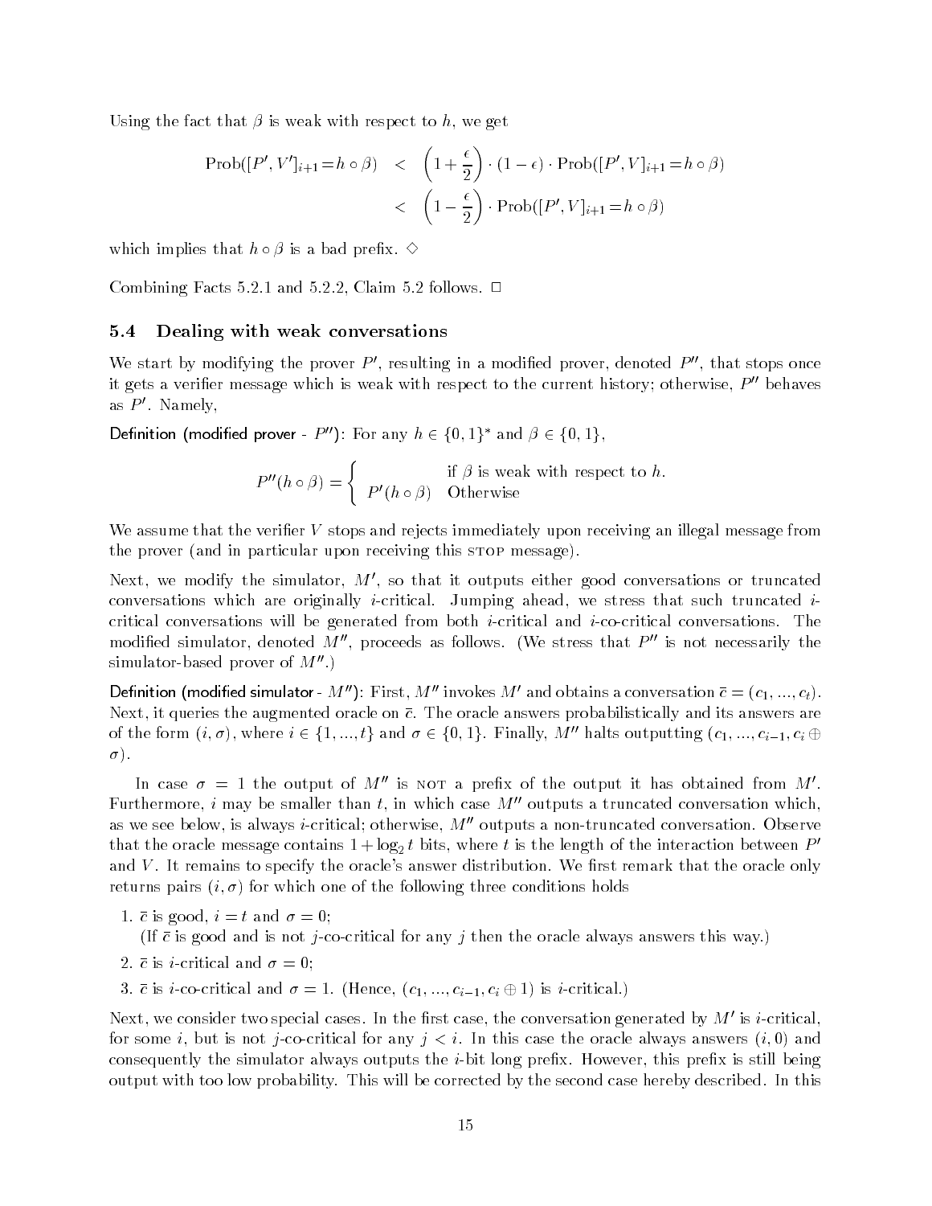Using the fact that $\beta$ is weak with respect to $h$, we get

$$
\begin{aligned}
\text{Prob}([P', V']_{i+1} = h \circ \beta) &< \left(1 + \frac{\epsilon}{2}\right) \cdot (1 - \epsilon) \cdot \text{Prob}([P', V]_{i+1} = h \circ \beta) \\
&< \left(1 - \frac{\epsilon}{2}\right) \cdot \text{Prob}([P', V]_{i+1} = h \circ \beta)
\end{aligned}
$$

which implies that $h \circ \beta$ is a bad prefix. $\diamond$

Combining Facts 5.2.1 and 5.2.2, Claim 5.2 follows. $\Box$

### 5.4 Dealing with weak conversations

We start by modifying the prover $P'$, resulting in a modified prover, denoted $P''$, that stops once it gets a verifier message which is weak with respect to the current history; otherwise, $P''$ behaves as $P'$. Namely,

**Definition (modified prover - $P''$):** For any $h \in \{0,1\}^*$ and $\beta \in \{0,1\}$,

$$
P''(h \circ \beta) = \begin{cases} & \text{if } \beta \text{ is weak with respect to } h. \\ P'(h \circ \beta) & \text{Otherwise} \end{cases}
$$

We assume that the verifier $V$ stops and rejects immediately upon receiving an illegal message from the prover (and in particular upon receiving this STOP message).

Next, we modify the simulator, $M'$, so that it outputs either good conversations or truncated conversations which are originally $i$-critical. Jumping ahead, we stress that such truncated $i$-critical conversations will be generated from both $i$-critical and $i$-co-critical conversations. The modified simulator, denoted $M''$, proceeds as follows. (We stress that $P''$ is not necessarily the simulator-based prover of $M''$.)

**Definition (modified simulator - $M''$):** First, $M''$ invokes $M'$ and obtains a conversation $\bar{c} = (c_1, ..., c_t)$. Next, it queries the augmented oracle on $\bar{c}$. The oracle answers probabilistically and its answers are of the form $(i, \sigma)$, where $i \in \{1, ..., t\}$ and $\sigma \in \{0,1\}$. Finally, $M''$ halts outputting $(c_1, ..., c_{i-1}, c_i \oplus \sigma)$.

In case $\sigma = 1$ the output of $M''$ is NOT a prefix of the output it has obtained from $M'$. Furthermore, $i$ may be smaller than $t$, in which case $M''$ outputs a truncated conversation which, as we see below, is always $i$-critical; otherwise, $M''$ outputs a non-truncated conversation. Observe that the oracle message contains $1 + \log_2 t$ bits, where $t$ is the length of the interaction between $P'$ and $V$. It remains to specify the oracle's answer distribution. We first remark that the oracle only returns pairs $(i, \sigma)$ for which one of the following three conditions holds

1. $\bar{c}$ is good, $i = t$ and $\sigma = 0$;
   (If $\bar{c}$ is good and is not $j$-co-critical for any $j$ then the oracle always answers this way.)
2. $\bar{c}$ is $i$-critical and $\sigma = 0$;
3. $\bar{c}$ is $i$-co-critical and $\sigma = 1$. (Hence, $(c_1, ..., c_{i-1}, c_i \oplus 1)$ is $i$-critical.)

Next, we consider two special cases. In the first case, the conversation generated by $M'$ is $i$-critical, for some $i$, but is not $j$-co-critical for any $j < i$. In this case the oracle always answers $(i, 0)$ and consequently the simulator always outputs the $i$-bit long prefix. However, this prefix is still being output with too low probability. This will be corrected by the second case hereby described. In this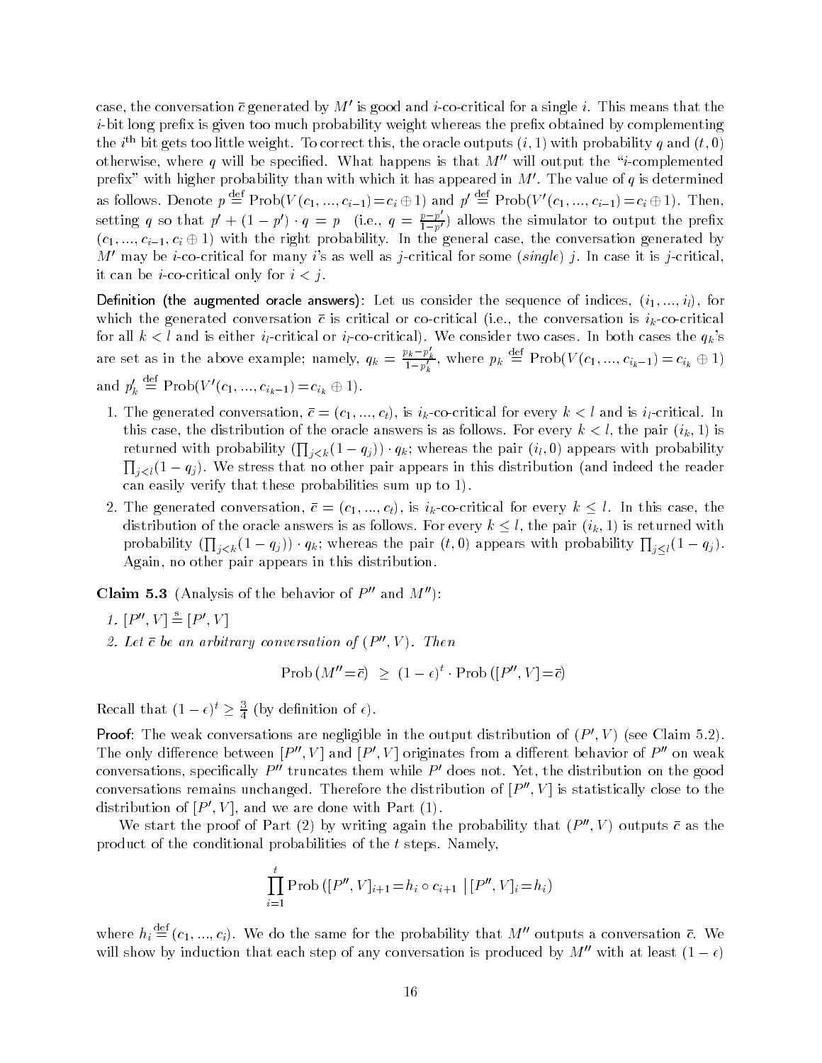case, the conversation $\bar{c}$ generated by $M'$ is good and $i$-co-critical for a single $i$. This means that the $i$-bit long prefix is given too much probability weight whereas the prefix obtained by complementing the $i^{\text{th}}$ bit gets too little weight. To correct this, the oracle outputs $(i, 1)$ with probability $q$ and $(t, 0)$ otherwise, where $q$ will be specified. What happens is that $M''$ will output the "$i$-complemented prefix" with higher probability than with which it has appeared in $M'$. The value of $q$ is determined as follows. Denote $p \stackrel{\text{def}}{=} \text{Prob}(V(c_1, ..., c_{i-1}) = c_i \oplus 1)$ and $p' \stackrel{\text{def}}{=} \text{Prob}(V'(c_1, ..., c_{i-1}) = c_i \oplus 1)$. Then, setting $q$ so that $p' + (1 - p') \cdot q = p$ (i.e., $q = \frac{p - p'}{1 - p'}$) allows the simulator to output the prefix $(c_1, ..., c_{i-1}, c_i \oplus 1)$ with the right probability. In the general case, the conversation generated by $M'$ may be $i$-co-critical for many $i$'s as well as $j$-critical for some (*single*) $j$. In case it is $j$-critical, it can be $i$-co-critical only for $i < j$.

**Definition (the augmented oracle answers):** Let us consider the sequence of indices, $(i_1, ..., i_l)$, for which the generated conversation $\bar{c}$ is critical or co-critical (i.e., the conversation is $i_k$-co-critical for all $k < l$ and is either $i_l$-critical or $i_l$-co-critical). We consider two cases. In both cases the $q_k$'s are set as in the above example; namely, $q_k = \frac{p_k - p'_k}{1 - p'_k}$, where $p_k \stackrel{\text{def}}{=} \text{Prob}(V(c_1, ..., c_{i_k - 1}) = c_{i_k} \oplus 1)$ and $p'_k \stackrel{\text{def}}{=} \text{Prob}(V'(c_1, ..., c_{i_k - 1}) = c_{i_k} \oplus 1)$.

1. The generated conversation, $\bar{c} = (c_1, ..., c_t)$, is $i_k$-co-critical for every $k < l$ and is $i_l$-critical. In this case, the distribution of the oracle answers is as follows. For every $k < l$, the pair $(i_k, 1)$ is returned with probability $(\prod_{j<k}(1 - q_j)) \cdot q_k$; whereas the pair $(i_l, 0)$ appears with probability $\prod_{j<l}(1 - q_j)$. We stress that no other pair appears in this distribution (and indeed the reader can easily verify that these probabilities sum up to 1).
2. The generated conversation, $\bar{c} = (c_1, ..., c_t)$, is $i_k$-co-critical for every $k \leq l$. In this case, the distribution of the oracle answers is as follows. For every $k \leq l$, the pair $(i_k, 1)$ is returned with probability $(\prod_{j<k}(1 - q_j)) \cdot q_k$; whereas the pair $(t, 0)$ appears with probability $\prod_{j \leq l}(1 - q_j)$. Again, no other pair appears in this distribution.

**Claim 5.3** (Analysis of the behavior of $P''$ and $M''$):

*1.* $[P'', V] \stackrel{\text{s}}{=} [P', V]$

*2. Let $\bar{c}$ be an arbitrary conversation of $(P'', V)$. Then*

$$\text{Prob}\,(M'' = \bar{c}) \;\geq\; (1 - \epsilon)^t \cdot \text{Prob}\,([P'', V] = \bar{c})$$

Recall that $(1 - \epsilon)^t \geq \frac{3}{4}$ (by definition of $\epsilon$).

**Proof:** The weak conversations are negligible in the output distribution of $(P', V)$ (see Claim 5.2). The only difference between $[P'', V]$ and $[P', V]$ originates from a different behavior of $P''$ on weak conversations, specifically $P''$ truncates them while $P'$ does not. Yet, the distribution on the good conversations remains unchanged. Therefore the distribution of $[P'', V]$ is statistically close to the distribution of $[P', V]$, and we are done with Part (1).

We start the proof of Part (2) by writing again the probability that $(P'', V)$ outputs $\bar{c}$ as the product of the conditional probabilities of the $t$ steps. Namely,

$$\prod_{i=1}^{t} \text{Prob}\,([P'', V]_{i+1} = h_i \circ c_{i+1} \;|\, [P'', V]_i = h_i)$$

where $h_i \stackrel{\text{def}}{=} (c_1, ..., c_i)$. We do the same for the probability that $M''$ outputs a conversation $\bar{c}$. We will show by induction that each step of any conversation is produced by $M''$ with at least $(1 - \epsilon)$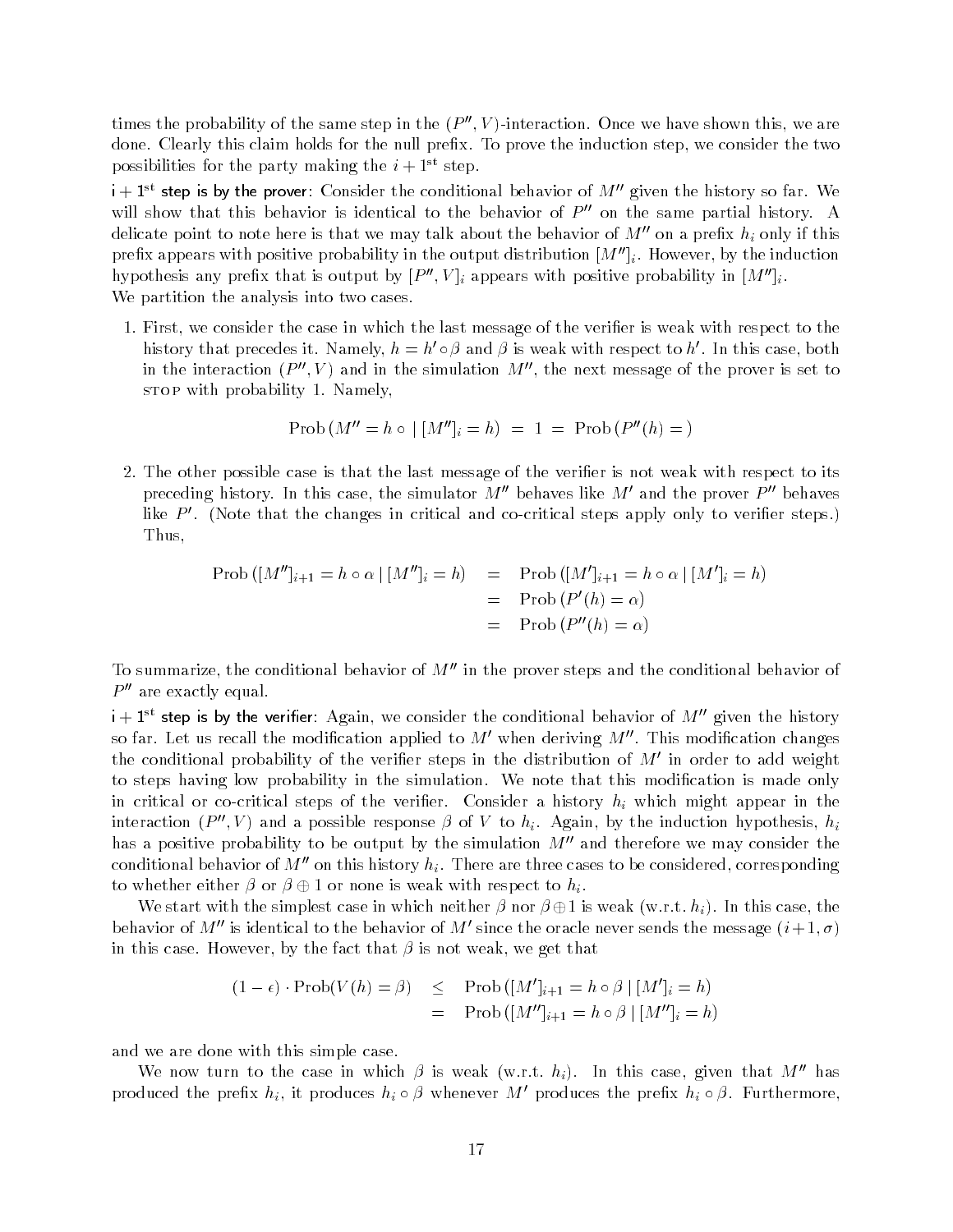times the probability of the same step in the $(P'', V)$-interaction. Once we have shown this, we are done. Clearly this claim holds for the null prefix. To prove the induction step, we consider the two possibilities for the party making the $i+1^{\text{st}}$ step.

**$\mathsf{i+1^{st}}$ step is by the prover**: Consider the conditional behavior of $M''$ given the history so far. We will show that this behavior is identical to the behavior of $P''$ on the same partial history. A delicate point to note here is that we may talk about the behavior of $M''$ on a prefix $h_i$ only if this prefix appears with positive probability in the output distribution $[M'']_i$. However, by the induction hypothesis any prefix that is output by $[P'', V]_i$ appears with positive probability in $[M'']_i$.
We partition the analysis into two cases.

1. First, we consider the case in which the last message of the verifier is weak with respect to the history that precedes it. Namely, $h = h' \circ \beta$ and $\beta$ is weak with respect to $h'$. In this case, both in the interaction $(P'', V)$ and in the simulation $M''$, the next message of the prover is set to STOP with probability 1. Namely,

$$\text{Prob}\left(M'' = h \circ \ \mid [M'']_i = h\right) \;=\; 1 \;=\; \text{Prob}\left(P''(h) = \ \right)$$

2. The other possible case is that the last message of the verifier is not weak with respect to its preceding history. In this case, the simulator $M''$ behaves like $M'$ and the prover $P''$ behaves like $P'$. (Note that the changes in critical and co-critical steps apply only to verifier steps.) Thus,

$$\begin{aligned}
\text{Prob}\left([M'']_{i+1} = h \circ \alpha \mid [M'']_i = h\right) &= \text{Prob}\left([M']_{i+1} = h \circ \alpha \mid [M']_i = h\right) \\
&= \text{Prob}\left(P'(h) = \alpha\right) \\
&= \text{Prob}\left(P''(h) = \alpha\right)
\end{aligned}$$

To summarize, the conditional behavior of $M''$ in the prover steps and the conditional behavior of $P''$ are exactly equal.

**$\mathsf{i+1^{st}}$ step is by the verifier**: Again, we consider the conditional behavior of $M''$ given the history so far. Let us recall the modification applied to $M'$ when deriving $M''$. This modification changes the conditional probability of the verifier steps in the distribution of $M'$ in order to add weight to steps having low probability in the simulation. We note that this modification is made only in critical or co-critical steps of the verifier. Consider a history $h_i$ which might appear in the interaction $(P'', V)$ and a possible response $\beta$ of $V$ to $h_i$. Again, by the induction hypothesis, $h_i$ has a positive probability to be output by the simulation $M''$ and therefore we may consider the conditional behavior of $M''$ on this history $h_i$. There are three cases to be considered, corresponding to whether either $\beta$ or $\beta \oplus 1$ or none is weak with respect to $h_i$.

We start with the simplest case in which neither $\beta$ nor $\beta \oplus 1$ is weak (w.r.t. $h_i$). In this case, the behavior of $M''$ is identical to the behavior of $M'$ since the oracle never sends the message $(i+1, \sigma)$ in this case. However, by the fact that $\beta$ is not weak, we get that

$$\begin{aligned}
(1-\epsilon) \cdot \text{Prob}(V(h) = \beta) &\leq \text{Prob}\left([M']_{i+1} = h \circ \beta \mid [M']_i = h\right) \\
&= \text{Prob}\left([M'']_{i+1} = h \circ \beta \mid [M'']_i = h\right)
\end{aligned}$$

and we are done with this simple case.

We now turn to the case in which $\beta$ is weak (w.r.t. $h_i$). In this case, given that $M''$ has produced the prefix $h_i$, it produces $h_i \circ \beta$ whenever $M'$ produces the prefix $h_i \circ \beta$. Furthermore,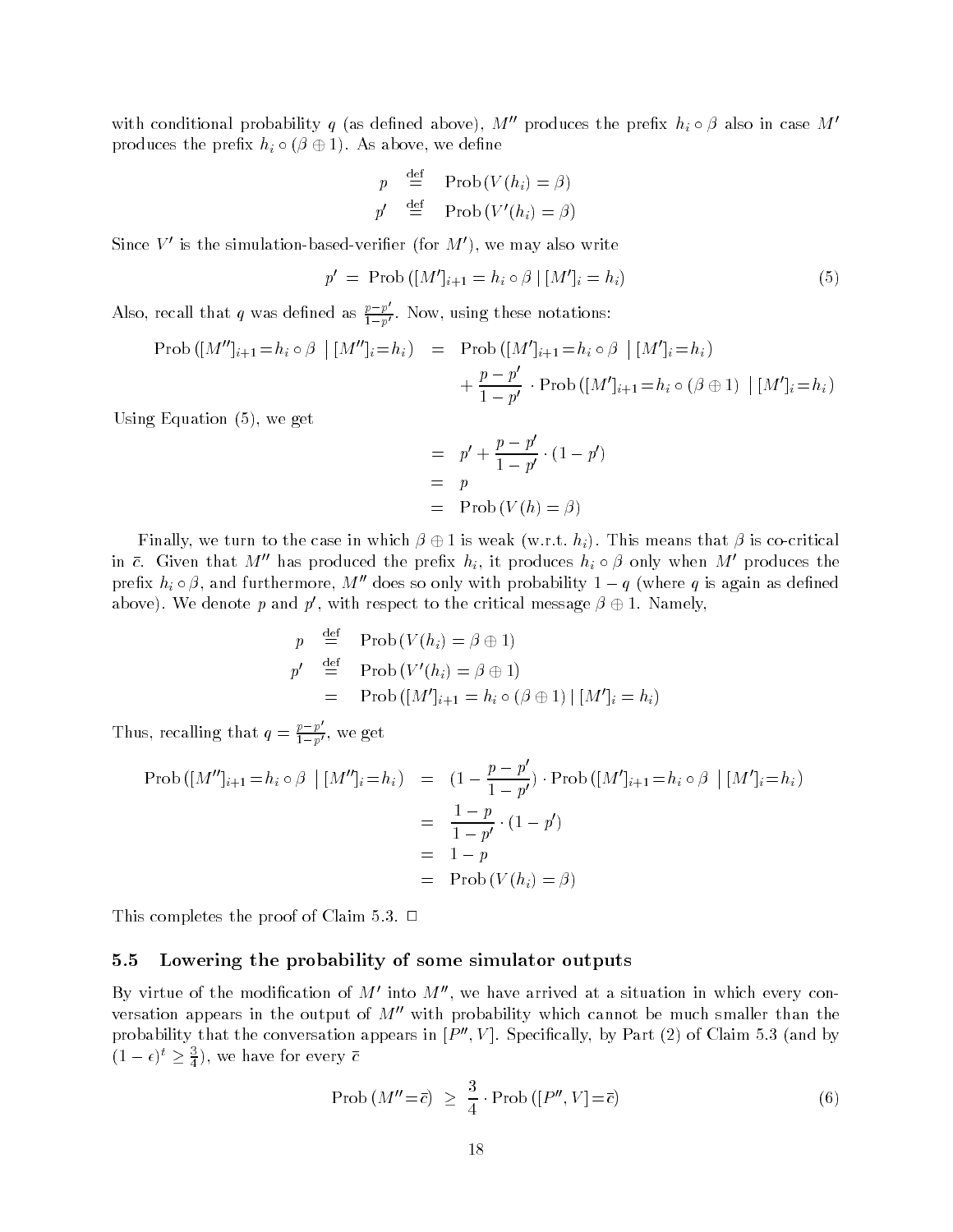with conditional probability $q$ (as defined above), $M''$ produces the prefix $h_i \circ \beta$ also in case $M'$ produces the prefix $h_i \circ (\beta \oplus 1)$. As above, we define

$$
\begin{aligned}
p &\stackrel{\text{def}}{=} \text{Prob}\,(V(h_i) = \beta) \\
p' &\stackrel{\text{def}}{=} \text{Prob}\,(V'(h_i) = \beta)
\end{aligned}
$$

Since $V'$ is the simulation-based-verifier (for $M'$), we may also write

$$
p' = \text{Prob}\,([M']_{i+1} = h_i \circ \beta \mid [M']_i = h_i) \tag{5}
$$

Also, recall that $q$ was defined as $\frac{p-p'}{1-p'}$. Now, using these notations:

$$
\begin{aligned}
\text{Prob}\,([M'']_{i+1} = h_i \circ \beta \mid [M'']_i = h_i) &= \text{Prob}\,([M']_{i+1} = h_i \circ \beta \mid [M']_i = h_i) \\
&\quad + \frac{p-p'}{1-p'} \cdot \text{Prob}\,([M']_{i+1} = h_i \circ (\beta \oplus 1) \mid [M']_i = h_i)
\end{aligned}
$$

Using Equation (5), we get

$$
\begin{aligned}
&= p' + \frac{p-p'}{1-p'} \cdot (1-p') \\
&= p \\
&= \text{Prob}\,(V(h) = \beta)
\end{aligned}
$$

Finally, we turn to the case in which $\beta \oplus 1$ is weak (w.r.t. $h_i$). This means that $\beta$ is co-critical in $\bar{c}$. Given that $M''$ has produced the prefix $h_i$, it produces $h_i \circ \beta$ only when $M'$ produces the prefix $h_i \circ \beta$, and furthermore, $M''$ does so only with probability $1-q$ (where $q$ is again as defined above). We denote $p$ and $p'$, with respect to the critical message $\beta \oplus 1$. Namely,

$$
\begin{aligned}
p &\stackrel{\text{def}}{=} \text{Prob}\,(V(h_i) = \beta \oplus 1) \\
p' &\stackrel{\text{def}}{=} \text{Prob}\,(V'(h_i) = \beta \oplus 1) \\
&= \text{Prob}\,([M']_{i+1} = h_i \circ (\beta \oplus 1) \mid [M']_i = h_i)
\end{aligned}
$$

Thus, recalling that $q = \frac{p-p'}{1-p'}$, we get

$$
\begin{aligned}
\text{Prob}\,([M'']_{i+1} = h_i \circ \beta \mid [M'']_i = h_i) &= \left(1 - \frac{p-p'}{1-p'}\right) \cdot \text{Prob}\,([M']_{i+1} = h_i \circ \beta \mid [M']_i = h_i) \\
&= \frac{1-p}{1-p'} \cdot (1-p') \\
&= 1-p \\
&= \text{Prob}\,(V(h_i) = \beta)
\end{aligned}
$$

This completes the proof of Claim 5.3. □

## 5.5 Lowering the probability of some simulator outputs

By virtue of the modification of $M'$ into $M''$, we have arrived at a situation in which every conversation appears in the output of $M''$ with probability which cannot be much smaller than the probability that the conversation appears in $[P'', V]$. Specifically, by Part (2) of Claim 5.3 (and by $(1-\epsilon)^t \geq \frac{3}{4}$), we have for every $\bar{c}$

$$
\text{Prob}\,(M'' = \bar{c}) \geq \frac{3}{4} \cdot \text{Prob}\,([P'', V] = \bar{c}) \tag{6}
$$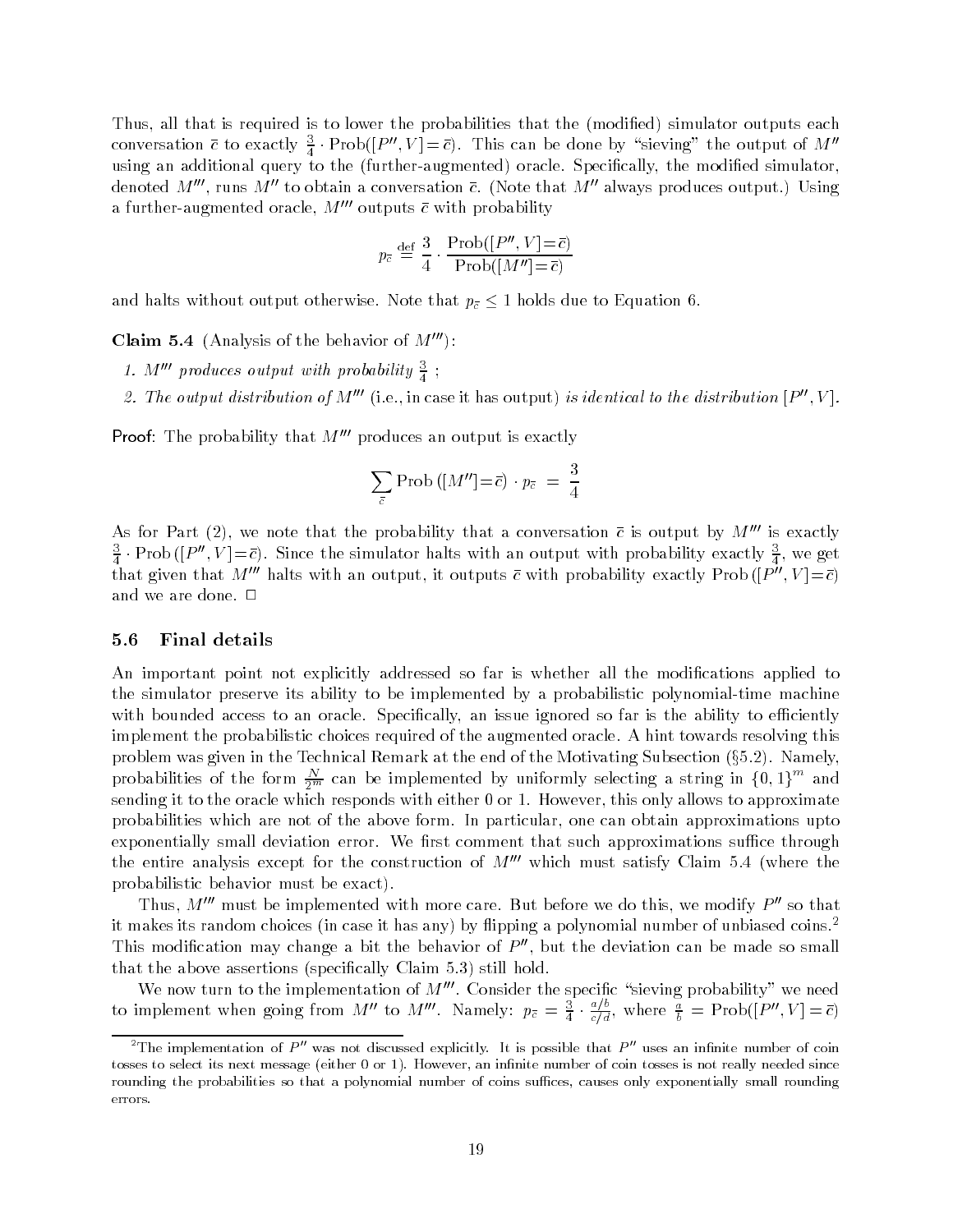Thus, all that is required is to lower the probabilities that the (modified) simulator outputs each conversation $\bar{c}$ to exactly $\frac{3}{4} \cdot \text{Prob}([P'', V] = \bar{c})$. This can be done by "sieving" the output of $M''$ using an additional query to the (further-augmented) oracle. Specifically, the modified simulator, denoted $M'''$, runs $M''$ to obtain a conversation $\bar{c}$. (Note that $M''$ always produces output.) Using a further-augmented oracle, $M'''$ outputs $\bar{c}$ with probability

$$p_{\bar{c}} \stackrel{\text{def}}{=} \frac{3}{4} \cdot \frac{\text{Prob}([P'', V] = \bar{c})}{\text{Prob}([M''] = \bar{c})}$$

and halts without output otherwise. Note that $p_{\bar{c}} \leq 1$ holds due to Equation 6.

**Claim 5.4** (Analysis of the behavior of $M'''$):

1. *$M'''$ produces output with probability $\frac{3}{4}$ ;*
2. *The output distribution of $M'''$* (i.e., in case it has output) *is identical to the distribution $[P'', V]$.*

**Proof:** The probability that $M'''$ produces an output is exactly

$$\sum_{\bar{c}} \text{Prob}\left([M''] = \bar{c}\right) \cdot p_{\bar{c}} = \frac{3}{4}$$

As for Part (2), we note that the probability that a conversation $\bar{c}$ is output by $M'''$ is exactly $\frac{3}{4} \cdot \text{Prob}\left([P'', V] = \bar{c}\right)$. Since the simulator halts with an output with probability exactly $\frac{3}{4}$, we get that given that $M'''$ halts with an output, it outputs $\bar{c}$ with probability exactly $\text{Prob}\left([P'', V] = \bar{c}\right)$ and we are done. □

### 5.6 Final details

An important point not explicitly addressed so far is whether all the modifications applied to the simulator preserve its ability to be implemented by a probabilistic polynomial-time machine with bounded access to an oracle. Specifically, an issue ignored so far is the ability to efficiently implement the probabilistic choices required of the augmented oracle. A hint towards resolving this problem was given in the Technical Remark at the end of the Motivating Subsection (§5.2). Namely, probabilities of the form $\frac{N}{2^m}$ can be implemented by uniformly selecting a string in $\{0,1\}^m$ and sending it to the oracle which responds with either 0 or 1. However, this only allows to approximate probabilities which are not of the above form. In particular, one can obtain approximations upto exponentially small deviation error. We first comment that such approximations suffice through the entire analysis except for the construction of $M'''$ which must satisfy Claim 5.4 (where the probabilistic behavior must be exact).

Thus, $M'''$ must be implemented with more care. But before we do this, we modify $P''$ so that it makes its random choices (in case it has any) by flipping a polynomial number of unbiased coins.[2] This modification may change a bit the behavior of $P''$, but the deviation can be made so small that the above assertions (specifically Claim 5.3) still hold.

We now turn to the implementation of $M'''$. Consider the specific "sieving probability" we need to implement when going from $M''$ to $M'''$. Namely: $p_{\bar{c}} = \frac{3}{4} \cdot \frac{a/b}{c/d}$, where $\frac{a}{b} = \text{Prob}([P'', V] = \bar{c})$

[2] The implementation of $P''$ was not discussed explicitly. It is possible that $P''$ uses an infinite number of coin tosses to select its next message (either 0 or 1). However, an infinite number of coin tosses is not really needed since rounding the probabilities so that a polynomial number of coins suffices, causes only exponentially small rounding errors.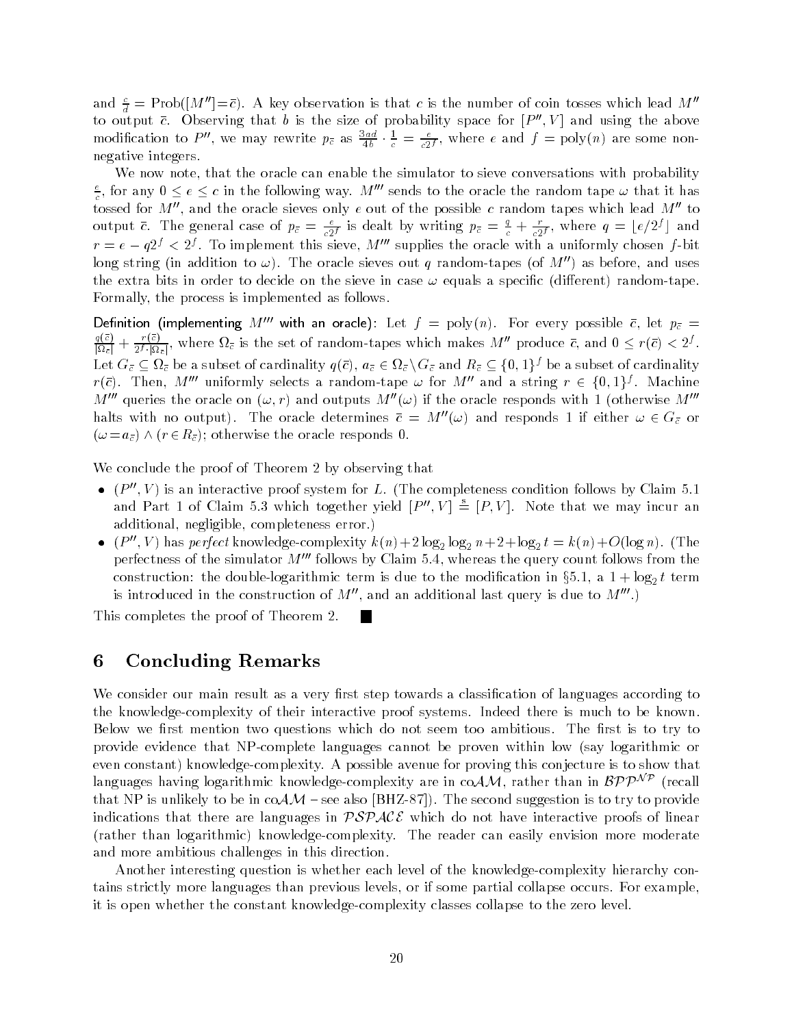and $\frac{c}{d} = \text{Prob}([M''] = \bar{c})$. A key observation is that $c$ is the number of coin tosses which lead $M''$ to output $\bar{c}$. Observing that $b$ is the size of probability space for $[P'', V]$ and using the above modification to $P''$, we may rewrite $p_{\bar{c}}$ as $\frac{3ad}{4b} \cdot \frac{1}{c} = \frac{e}{c2^f}$, where $e$ and $f = \text{poly}(n)$ are some non-negative integers.

We now note, that the oracle can enable the simulator to sieve conversations with probability $\frac{e}{c}$, for any $0 \leq e \leq c$ in the following way. $M'''$ sends to the oracle the random tape $\omega$ that it has tossed for $M''$, and the oracle sieves only $e$ out of the possible $c$ random tapes which lead $M''$ to output $\bar{c}$. The general case of $p_{\bar{c}} = \frac{e}{c2^f}$ is dealt by writing $p_{\bar{c}} = \frac{q}{c} + \frac{r}{c2^f}$, where $q = \lfloor e/2^f \rfloor$ and $r = e - q2^f < 2^f$. To implement this sieve, $M'''$ supplies the oracle with a uniformly chosen $f$-bit long string (in addition to $\omega$). The oracle sieves out $q$ random-tapes (of $M''$) as before, and uses the extra bits in order to decide on the sieve in case $\omega$ equals a specific (different) random-tape. Formally, the process is implemented as follows.

**Definition (implementing $M'''$ with an oracle):** Let $f = \text{poly}(n)$. For every possible $\bar{c}$, let $p_{\bar{c}} = \frac{q(\bar{c})}{|\Omega_{\bar{c}}|} + \frac{r(\bar{c})}{2^f \cdot |\Omega_{\bar{c}}|}$, where $\Omega_{\bar{c}}$ is the set of random-tapes which makes $M''$ produce $\bar{c}$, and $0 \leq r(\bar{c}) < 2^f$. Let $G_{\bar{c}} \subseteq \Omega_{\bar{c}}$ be a subset of cardinality $q(\bar{c})$, $a_{\bar{c}} \in \Omega_{\bar{c}} \backslash G_{\bar{c}}$ and $R_{\bar{c}} \subseteq \{0,1\}^f$ be a subset of cardinality $r(\bar{c})$. Then, $M'''$ uniformly selects a random-tape $\omega$ for $M''$ and a string $r \in \{0,1\}^f$. Machine $M'''$ queries the oracle on $(\omega, r)$ and outputs $M''(\omega)$ if the oracle responds with 1 (otherwise $M'''$ halts with no output). The oracle determines $\bar{c} = M''(\omega)$ and responds 1 if either $\omega \in G_{\bar{c}}$ or $(\omega = a_{\bar{c}}) \wedge (r \in R_{\bar{c}})$; otherwise the oracle responds 0.

We conclude the proof of Theorem 2 by observing that

- $(P'', V)$ is an interactive proof system for $L$. (The completeness condition follows by Claim 5.1 and Part 1 of Claim 5.3 which together yield $[P'', V] \stackrel{s}{=} [P, V]$. Note that we may incur an additional, negligible, completeness error.)
- $(P'', V)$ has *perfect* knowledge-complexity $k(n) + 2\log_2\log_2 n + 2 + \log_2 t = k(n) + O(\log n)$. (The perfectness of the simulator $M'''$ follows by Claim 5.4, whereas the query count follows from the construction: the double-logarithmic term is due to the modification in §5.1, a $1 + \log_2 t$ term is introduced in the construction of $M''$, and an additional last query is due to $M'''$.)

This completes the proof of Theorem 2. ∎

## 6 Concluding Remarks

We consider our main result as a very first step towards a classification of languages according to the knowledge-complexity of their interactive proof systems. Indeed there is much to be known. Below we first mention two questions which do not seem too ambitious. The first is to try to provide evidence that NP-complete languages cannot be proven within low (say logarithmic or even constant) knowledge-complexity. A possible avenue for proving this conjecture is to show that languages having logarithmic knowledge-complexity are in co$\mathcal{AM}$, rather than in $\mathcal{BPP}^{\mathcal{NP}}$ (recall that NP is unlikely to be in co$\mathcal{AM}$ – see also [BHZ-87]). The second suggestion is to try to provide indications that there are languages in $\mathcal{PSPACE}$ which do not have interactive proofs of linear (rather than logarithmic) knowledge-complexity. The reader can easily envision more moderate and more ambitious challenges in this direction.

Another interesting question is whether each level of the knowledge-complexity hierarchy contains strictly more languages than previous levels, or if some partial collapse occurs. For example, it is open whether the constant knowledge-complexity classes collapse to the zero level.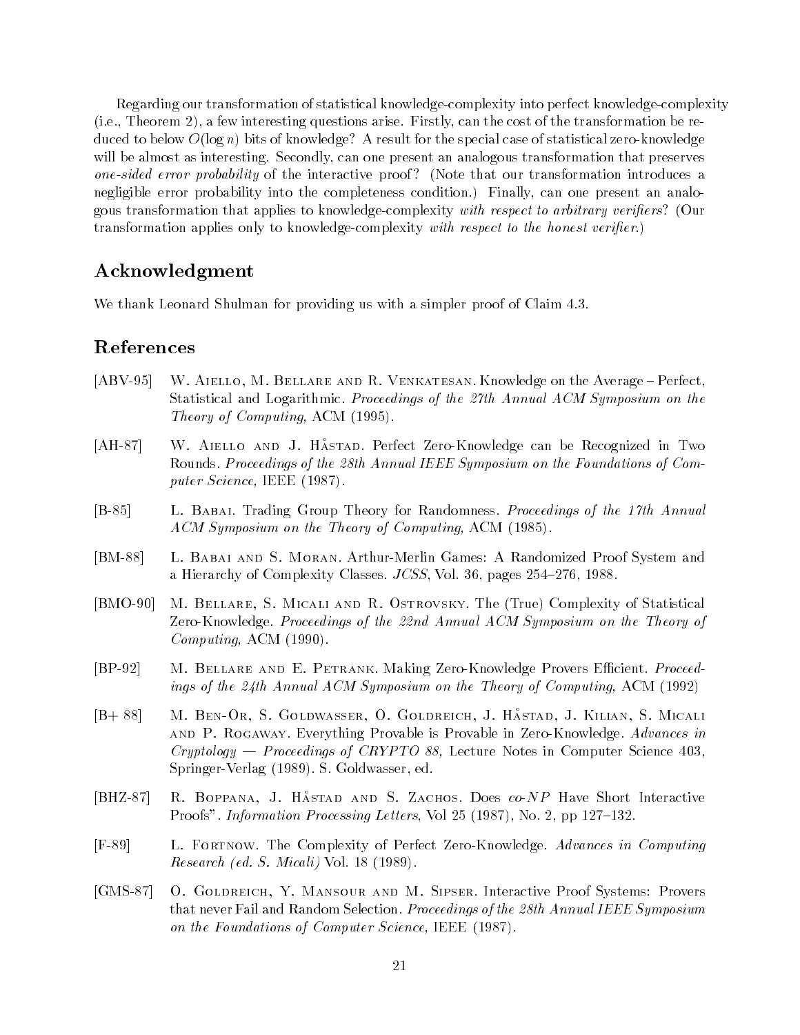Regarding our transformation of statistical knowledge-complexity into perfect knowledge-complexity (i.e., Theorem 2), a few interesting questions arise. Firstly, can the cost of the transformation be reduced to below $O(\log n)$ bits of knowledge? A result for the special case of statistical zero-knowledge will be almost as interesting. Secondly, can one present an analogous transformation that preserves *one-sided error probability* of the interactive proof? (Note that our transformation introduces a negligible error probability into the completeness condition.) Finally, can one present an analogous transformation that applies to knowledge-complexity *with respect to arbitrary verifiers*? (Our transformation applies only to knowledge-complexity *with respect to the honest verifier*.)

## Acknowledgment

We thank Leonard Shulman for providing us with a simpler proof of Claim 4.3.

## References

[ABV-95] W. Aiello, M. Bellare and R. Venkatesan. Knowledge on the Average – Perfect, Statistical and Logarithmic. *Proceedings of the 27th Annual ACM Symposium on the Theory of Computing,* ACM (1995).

[AH-87] W. Aiello and J. Håstad. Perfect Zero-Knowledge can be Recognized in Two Rounds. *Proceedings of the 28th Annual IEEE Symposium on the Foundations of Computer Science,* IEEE (1987).

[B-85] L. Babai. Trading Group Theory for Randomness. *Proceedings of the 17th Annual ACM Symposium on the Theory of Computing,* ACM (1985).

[BM-88] L. Babai and S. Moran. Arthur-Merlin Games: A Randomized Proof System and a Hierarchy of Complexity Classes. *JCSS*, Vol. 36, pages 254–276, 1988.

[BMO-90] M. Bellare, S. Micali and R. Ostrovsky. The (True) Complexity of Statistical Zero-Knowledge. *Proceedings of the 22nd Annual ACM Symposium on the Theory of Computing,* ACM (1990).

[BP-92] M. Bellare and E. Petrank. Making Zero-Knowledge Provers Efficient. *Proceedings of the 24th Annual ACM Symposium on the Theory of Computing,* ACM (1992)

[B+ 88] M. Ben-Or, S. Goldwasser, O. Goldreich, J. Håstad, J. Kilian, S. Micali and P. Rogaway. Everything Provable is Provable in Zero-Knowledge. *Advances in Cryptology — Proceedings of CRYPTO 88,* Lecture Notes in Computer Science 403, Springer-Verlag (1989). S. Goldwasser, ed.

[BHZ-87] R. Boppana, J. Håstad and S. Zachos. Does *co-NP* Have Short Interactive Proofs". *Information Processing Letters*, Vol 25 (1987), No. 2, pp 127–132.

[F-89] L. Fortnow. The Complexity of Perfect Zero-Knowledge. *Advances in Computing Research (ed. S. Micali)* Vol. 18 (1989).

[GMS-87] O. Goldreich, Y. Mansour and M. Sipser. Interactive Proof Systems: Provers that never Fail and Random Selection. *Proceedings of the 28th Annual IEEE Symposium on the Foundations of Computer Science,* IEEE (1987).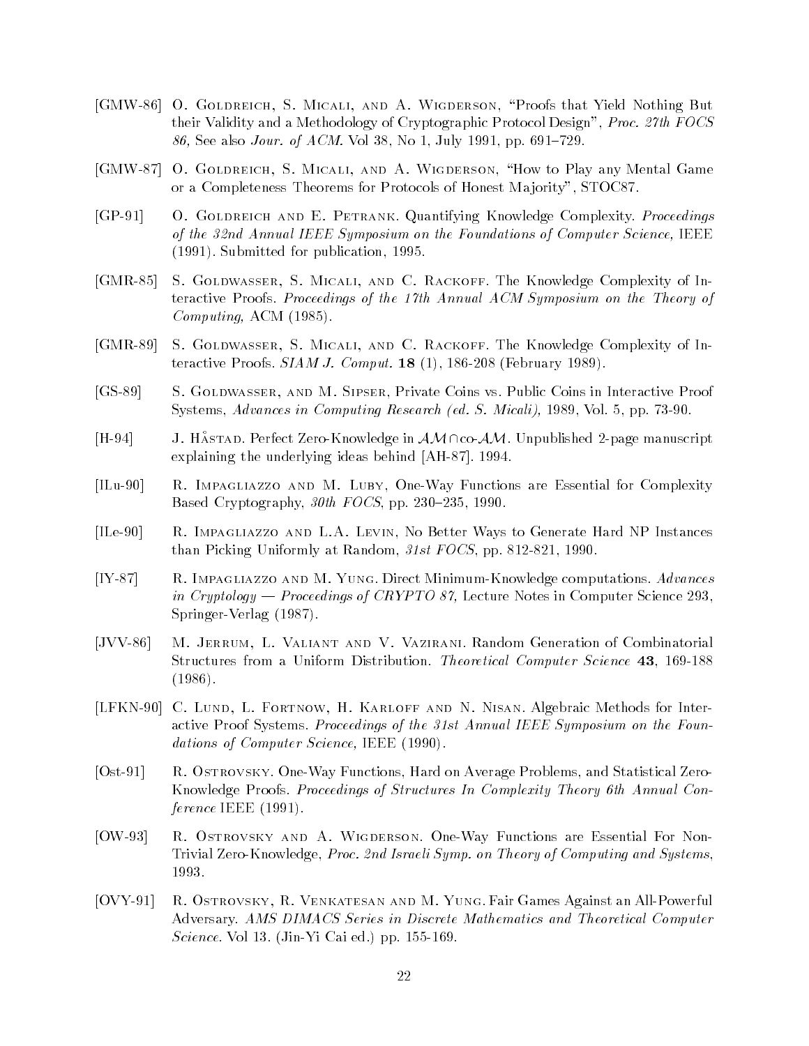[GMW-86] O. Goldreich, S. Micali, and A. Wigderson, "Proofs that Yield Nothing But their Validity and a Methodology of Cryptographic Protocol Design", *Proc. 27th FOCS 86,* See also *Jour. of ACM.* Vol 38, No 1, July 1991, pp. 691–729.

[GMW-87] O. Goldreich, S. Micali, and A. Wigderson, "How to Play any Mental Game or a Completeness Theorems for Protocols of Honest Majority", STOC87.

[GP-91] O. Goldreich and E. Petrank. Quantifying Knowledge Complexity. *Proceedings of the 32nd Annual IEEE Symposium on the Foundations of Computer Science,* IEEE (1991). Submitted for publication, 1995.

[GMR-85] S. Goldwasser, S. Micali, and C. Rackoff. The Knowledge Complexity of Interactive Proofs. *Proceedings of the 17th Annual ACM Symposium on the Theory of Computing,* ACM (1985).

[GMR-89] S. Goldwasser, S. Micali, and C. Rackoff. The Knowledge Complexity of Interactive Proofs. *SIAM J. Comput.* **18** (1), 186-208 (February 1989).

[GS-89] S. Goldwasser, and M. Sipser, Private Coins vs. Public Coins in Interactive Proof Systems, *Advances in Computing Research (ed. S. Micali),* 1989, Vol. 5, pp. 73-90.

[H-94] J. Håstad. Perfect Zero-Knowledge in $\mathcal{AM} \cap$co-$\mathcal{AM}$. Unpublished 2-page manuscript explaining the underlying ideas behind [AH-87]. 1994.

[ILu-90] R. Impagliazzo and M. Luby, One-Way Functions are Essential for Complexity Based Cryptography, *30th FOCS*, pp. 230–235, 1990.

[ILe-90] R. Impagliazzo and L.A. Levin, No Better Ways to Generate Hard NP Instances than Picking Uniformly at Random, *31st FOCS*, pp. 812-821, 1990.

[IY-87] R. Impagliazzo and M. Yung. Direct Minimum-Knowledge computations. *Advances in Cryptology — Proceedings of CRYPTO 87,* Lecture Notes in Computer Science 293, Springer-Verlag (1987).

[JVV-86] M. Jerrum, L. Valiant and V. Vazirani. Random Generation of Combinatorial Structures from a Uniform Distribution. *Theoretical Computer Science* **43**, 169-188 (1986).

[LFKN-90] C. Lund, L. Fortnow, H. Karloff and N. Nisan. Algebraic Methods for Interactive Proof Systems. *Proceedings of the 31st Annual IEEE Symposium on the Foundations of Computer Science,* IEEE (1990).

[Ost-91] R. Ostrovsky. One-Way Functions, Hard on Average Problems, and Statistical Zero-Knowledge Proofs. *Proceedings of Structures In Complexity Theory 6th Annual Conference* IEEE (1991).

[OW-93] R. Ostrovsky and A. Wigderson. One-Way Functions are Essential For Non-Trivial Zero-Knowledge, *Proc. 2nd Israeli Symp. on Theory of Computing and Systems*, 1993.

[OVY-91] R. Ostrovsky, R. Venkatesan and M. Yung. Fair Games Against an All-Powerful Adversary. *AMS DIMACS Series in Discrete Mathematics and Theoretical Computer Science.* Vol 13. (Jin-Yi Cai ed.) pp. 155-169.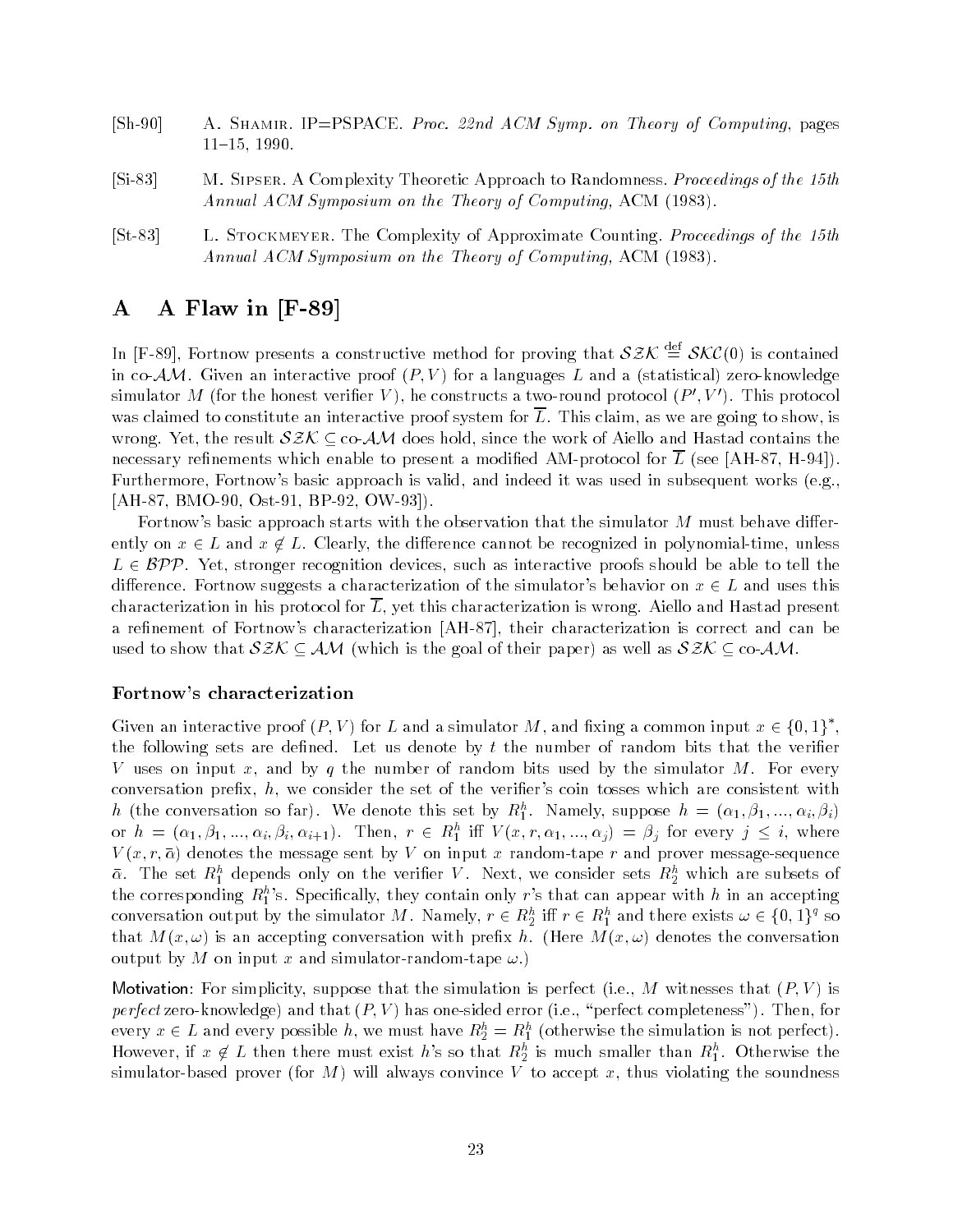[Sh-90] A. Shamir. IP=PSPACE. *Proc. 22nd ACM Symp. on Theory of Computing*, pages 11–15, 1990.

[Si-83] M. Sipser. A Complexity Theoretic Approach to Randomness. *Proceedings of the 15th Annual ACM Symposium on the Theory of Computing,* ACM (1983).

[St-83] L. Stockmeyer. The Complexity of Approximate Counting. *Proceedings of the 15th Annual ACM Symposium on the Theory of Computing,* ACM (1983).

# A A Flaw in [F-89]

In [F-89], Fortnow presents a constructive method for proving that $\mathcal{SZK} \stackrel{\text{def}}{=} \mathcal{SKC}(0)$ is contained in co-$\mathcal{AM}$. Given an interactive proof $(P, V)$ for a languages $L$ and a (statistical) zero-knowledge simulator $M$ (for the honest verifier $V$), he constructs a two-round protocol $(P', V')$. This protocol was claimed to constitute an interactive proof system for $\overline{L}$. This claim, as we are going to show, is wrong. Yet, the result $\mathcal{SZK} \subseteq$ co-$\mathcal{AM}$ does hold, since the work of Aiello and Hastad contains the necessary refinements which enable to present a modified AM-protocol for $\overline{L}$ (see [AH-87, H-94]). Furthermore, Fortnow's basic approach is valid, and indeed it was used in subsequent works (e.g., [AH-87, BMO-90, Ost-91, BP-92, OW-93]).

Fortnow's basic approach starts with the observation that the simulator $M$ must behave differently on $x \in L$ and $x \notin L$. Clearly, the difference cannot be recognized in polynomial-time, unless $L \in \mathcal{BPP}$. Yet, stronger recognition devices, such as interactive proofs should be able to tell the difference. Fortnow suggests a characterization of the simulator's behavior on $x \in L$ and uses this characterization in his protocol for $\overline{L}$, yet this characterization is wrong. Aiello and Hastad present a refinement of Fortnow's characterization [AH-87], their characterization is correct and can be used to show that $\mathcal{SZK} \subseteq \mathcal{AM}$ (which is the goal of their paper) as well as $\mathcal{SZK} \subseteq$ co-$\mathcal{AM}$.

### Fortnow's characterization

Given an interactive proof $(P, V)$ for $L$ and a simulator $M$, and fixing a common input $x \in \{0,1\}^*$, the following sets are defined. Let us denote by $t$ the number of random bits that the verifier $V$ uses on input $x$, and by $q$ the number of random bits used by the simulator $M$. For every conversation prefix, $h$, we consider the set of the verifier's coin tosses which are consistent with $h$ (the conversation so far). We denote this set by $R_1^h$. Namely, suppose $h = (\alpha_1, \beta_1, ..., \alpha_i, \beta_i)$ or $h = (\alpha_1, \beta_1, ..., \alpha_i, \beta_i, \alpha_{i+1})$. Then, $r \in R_1^h$ iff $V(x, r, \alpha_1, ..., \alpha_j) = \beta_j$ for every $j \leq i$, where $V(x, r, \bar{\alpha})$ denotes the message sent by $V$ on input $x$ random-tape $r$ and prover message-sequence $\bar{\alpha}$. The set $R_1^h$ depends only on the verifier $V$. Next, we consider sets $R_2^h$ which are subsets of the corresponding $R_1^h$'s. Specifically, they contain only $r$'s that can appear with $h$ in an accepting conversation output by the simulator $M$. Namely, $r \in R_2^h$ iff $r \in R_1^h$ and there exists $\omega \in \{0,1\}^q$ so that $M(x, \omega)$ is an accepting conversation with prefix $h$. (Here $M(x, \omega)$ denotes the conversation output by $M$ on input $x$ and simulator-random-tape $\omega$.)

**Motivation:** For simplicity, suppose that the simulation is perfect (i.e., $M$ witnesses that $(P, V)$ is *perfect* zero-knowledge) and that $(P, V)$ has one-sided error (i.e., "perfect completeness"). Then, for every $x \in L$ and every possible $h$, we must have $R_2^h = R_1^h$ (otherwise the simulation is not perfect). However, if $x \notin L$ then there must exist $h$'s so that $R_2^h$ is much smaller than $R_1^h$. Otherwise the simulator-based prover (for $M$) will always convince $V$ to accept $x$, thus violating the soundness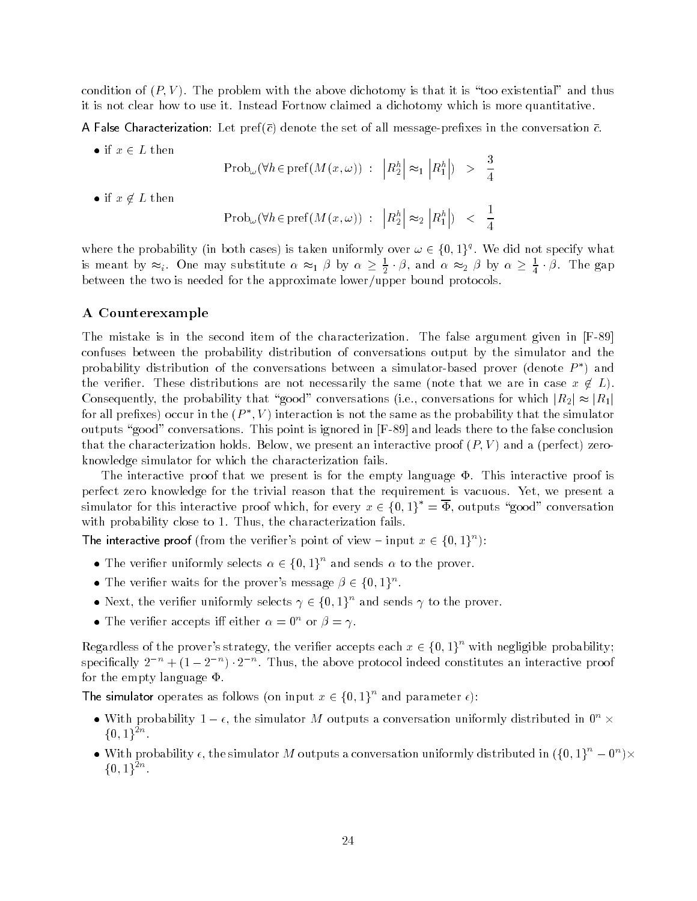condition of $(P, V)$. The problem with the above dichotomy is that it is "too existential" and thus it is not clear how to use it. Instead Fortnow claimed a dichotomy which is more quantitative.

A False Characterization: Let $\text{pref}(\bar{c})$ denote the set of all message-prefixes in the conversation $\bar{c}$.

- if $x \in L$ then

$$\text{Prob}_\omega(\forall h \in \text{pref}(M(x,\omega)) \; : \; \left|R_2^h\right| \approx_1 \left|R_1^h\right|) \; > \; \frac{3}{4}$$

- if $x \notin L$ then

$$\text{Prob}_\omega(\forall h \in \text{pref}(M(x,\omega)) \; : \; \left|R_2^h\right| \approx_2 \left|R_1^h\right|) \; < \; \frac{1}{4}$$

where the probability (in both cases) is taken uniformly over $\omega \in \{0,1\}^q$. We did not specify what is meant by $\approx_i$. One may substitute $\alpha \approx_1 \beta$ by $\alpha \geq \frac{1}{2} \cdot \beta$, and $\alpha \approx_2 \beta$ by $\alpha \geq \frac{1}{4} \cdot \beta$. The gap between the two is needed for the approximate lower/upper bound protocols.

## A Counterexample

The mistake is in the second item of the characterization. The false argument given in [F-89] confuses between the probability distribution of conversations output by the simulator and the probability distribution of the conversations between a simulator-based prover (denote $P^*$) and the verifier. These distributions are not necessarily the same (note that we are in case $x \notin L$). Consequently, the probability that "good" conversations (i.e., conversations for which $|R_2| \approx |R_1|$ for all prefixes) occur in the $(P^*, V)$ interaction is not the same as the probability that the simulator outputs "good" conversations. This point is ignored in [F-89] and leads there to the false conclusion that the characterization holds. Below, we present an interactive proof $(P, V)$ and a (perfect) zero-knowledge simulator for which the characterization fails.

The interactive proof that we present is for the empty language $\Phi$. This interactive proof is perfect zero knowledge for the trivial reason that the requirement is vacuous. Yet, we present a simulator for this interactive proof which, for every $x \in \{0,1\}^* = \overline{\Phi}$, outputs "good" conversation with probability close to 1. Thus, the characterization fails.

The interactive proof (from the verifier's point of view – input $x \in \{0,1\}^n$):

- The verifier uniformly selects $\alpha \in \{0,1\}^n$ and sends $\alpha$ to the prover.
- The verifier waits for the prover's message $\beta \in \{0,1\}^n$.
- Next, the verifier uniformly selects $\gamma \in \{0,1\}^n$ and sends $\gamma$ to the prover.
- The verifier accepts iff either $\alpha = 0^n$ or $\beta = \gamma$.

Regardless of the prover's strategy, the verifier accepts each $x \in \{0,1\}^n$ with negligible probability; specifically $2^{-n} + (1 - 2^{-n}) \cdot 2^{-n}$. Thus, the above protocol indeed constitutes an interactive proof for the empty language $\Phi$.

The simulator operates as follows (on input $x \in \{0,1\}^n$ and parameter $\epsilon$):

- With probability $1 - \epsilon$, the simulator $M$ outputs a conversation uniformly distributed in $0^n \times \{0,1\}^{2n}$.
- With probability $\epsilon$, the simulator $M$ outputs a conversation uniformly distributed in $(\{0,1\}^n - 0^n) \times \{0,1\}^{2n}$.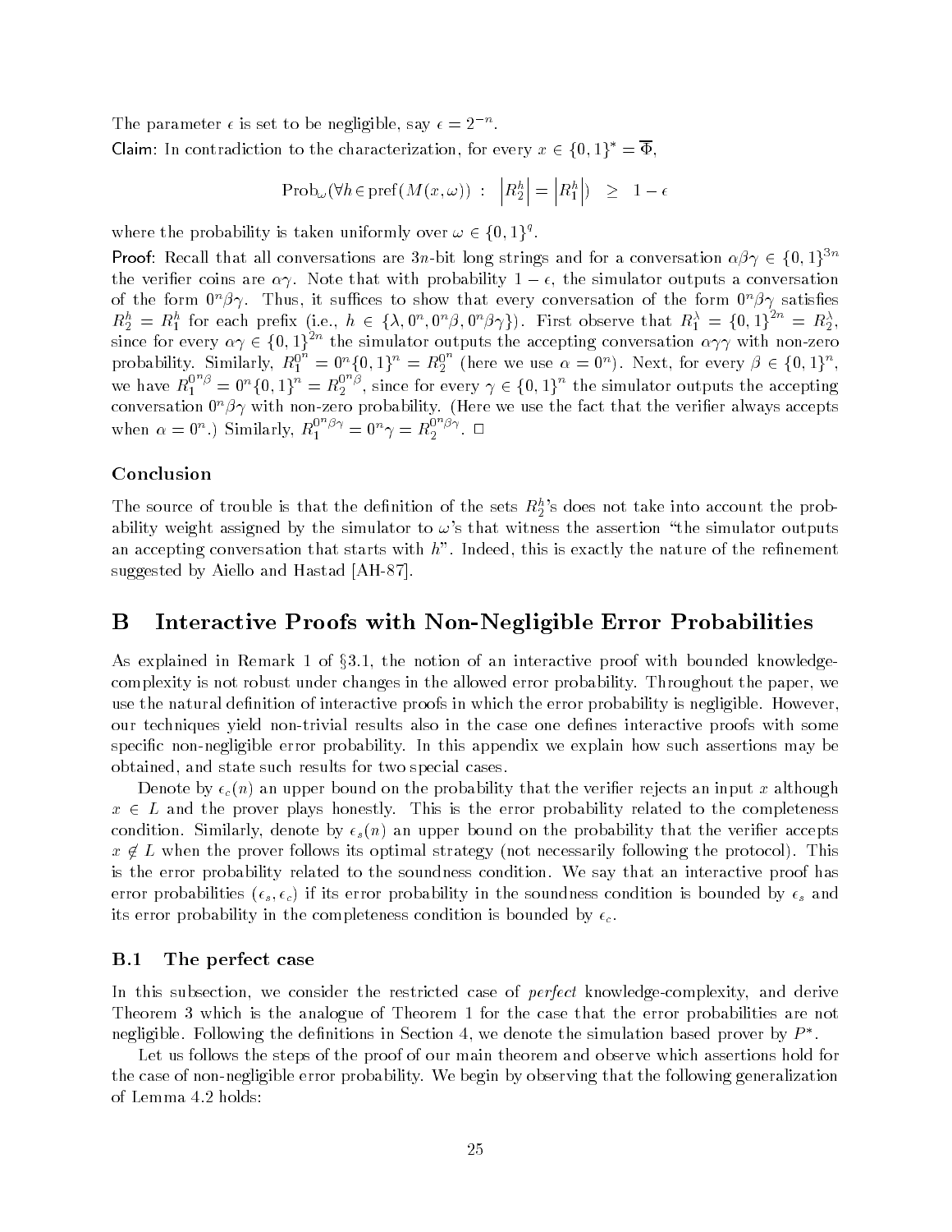The parameter $\epsilon$ is set to be negligible, say $\epsilon = 2^{-n}$.

Claim: In contradiction to the characterization, for every $x \in \{0,1\}^* = \overline{\Phi}$,

$$\text{Prob}_\omega(\forall h \in \text{pref}(M(x,\omega)) \;:\; \left|R_2^h\right| = \left|R_1^h\right|) \;\;\geq\;\; 1-\epsilon$$

where the probability is taken uniformly over $\omega \in \{0,1\}^q$.

Proof: Recall that all conversations are $3n$-bit long strings and for a conversation $\alpha\beta\gamma \in \{0,1\}^{3n}$ the verifier coins are $\alpha\gamma$. Note that with probability $1-\epsilon$, the simulator outputs a conversation of the form $0^n\beta\gamma$. Thus, it suffices to show that every conversation of the form $0^n\beta\gamma$ satisfies $R_2^h = R_1^h$ for each prefix (i.e., $h \in \{\lambda, 0^n, 0^n\beta, 0^n\beta\gamma\}$). First observe that $R_1^\lambda = \{0,1\}^{2n} = R_2^\lambda$, since for every $\alpha\gamma \in \{0,1\}^{2n}$ the simulator outputs the accepting conversation $\alpha\gamma\gamma$ with non-zero probability. Similarly, $R_1^{0^n} = 0^n\{0,1\}^n = R_2^{0^n}$ (here we use $\alpha = 0^n$). Next, for every $\beta \in \{0,1\}^n$, we have $R_1^{0^n\beta} = 0^n\{0,1\}^n = R_2^{0^n\beta}$, since for every $\gamma \in \{0,1\}^n$ the simulator outputs the accepting conversation $0^n\beta\gamma$ with non-zero probability. (Here we use the fact that the verifier always accepts when $\alpha = 0^n$.) Similarly, $R_1^{0^n\beta\gamma} = 0^n\gamma = R_2^{0^n\beta\gamma}$. $\square$

### Conclusion

The source of trouble is that the definition of the sets $R_2^h$'s does not take into account the probability weight assigned by the simulator to $\omega$'s that witness the assertion "the simulator outputs an accepting conversation that starts with $h$". Indeed, this is exactly the nature of the refinement suggested by Aiello and Hastad [AH-87].

# B Interactive Proofs with Non-Negligible Error Probabilities

As explained in Remark 1 of §3.1, the notion of an interactive proof with bounded knowledge-complexity is not robust under changes in the allowed error probability. Throughout the paper, we use the natural definition of interactive proofs in which the error probability is negligible. However, our techniques yield non-trivial results also in the case one defines interactive proofs with some specific non-negligible error probability. In this appendix we explain how such assertions may be obtained, and state such results for two special cases.

Denote by $\epsilon_c(n)$ an upper bound on the probability that the verifier rejects an input $x$ although $x \in L$ and the prover plays honestly. This is the error probability related to the completeness condition. Similarly, denote by $\epsilon_s(n)$ an upper bound on the probability that the verifier accepts $x \notin L$ when the prover follows its optimal strategy (not necessarily following the protocol). This is the error probability related to the soundness condition. We say that an interactive proof has error probabilities $(\epsilon_s, \epsilon_c)$ if its error probability in the soundness condition is bounded by $\epsilon_s$ and its error probability in the completeness condition is bounded by $\epsilon_c$.

## B.1 The perfect case

In this subsection, we consider the restricted case of *perfect* knowledge-complexity, and derive Theorem 3 which is the analogue of Theorem 1 for the case that the error probabilities are not negligible. Following the definitions in Section 4, we denote the simulation based prover by $P^*$.

Let us follows the steps of the proof of our main theorem and observe which assertions hold for the case of non-negligible error probability. We begin by observing that the following generalization of Lemma 4.2 holds: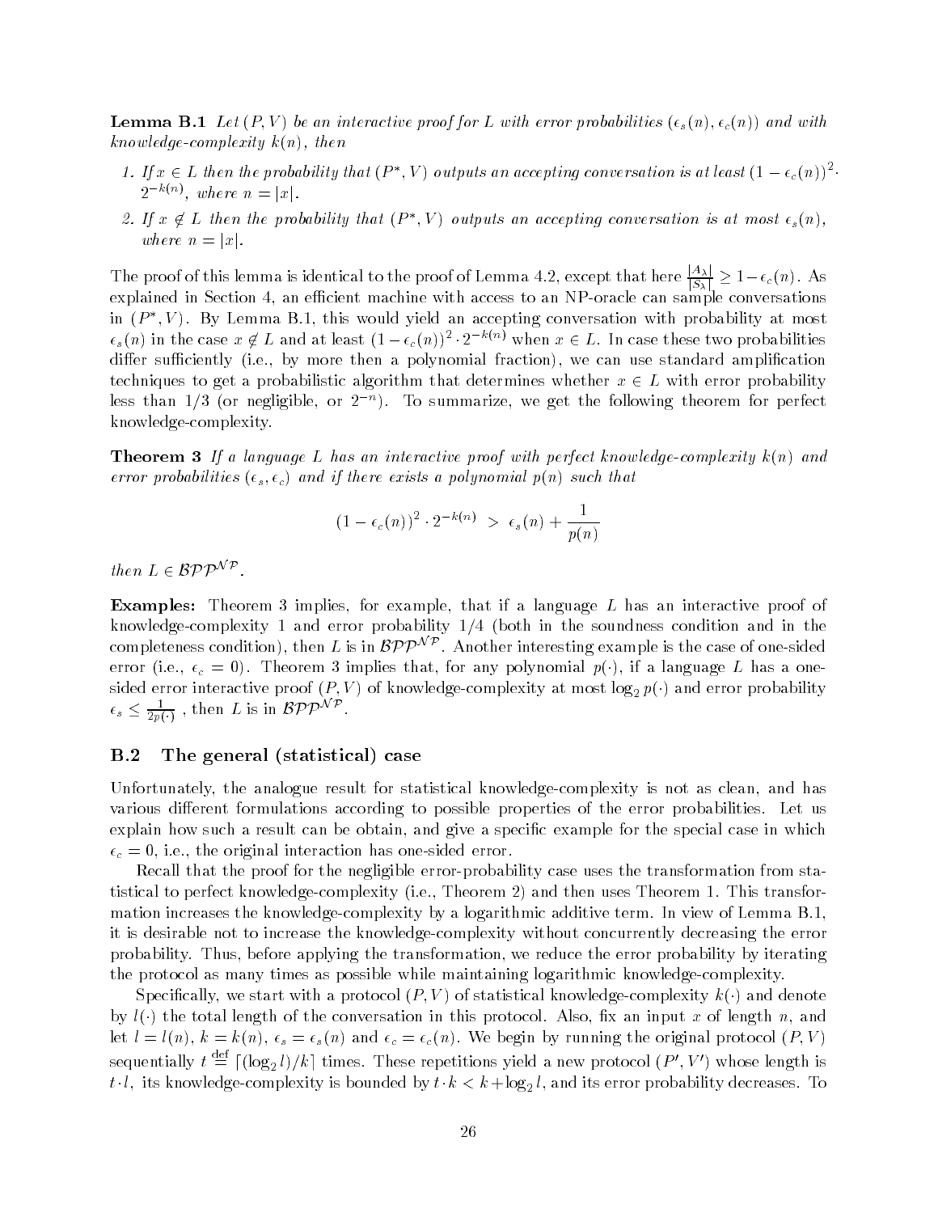**Lemma B.1** *Let $(P, V)$ be an interactive proof for $L$ with error probabilities $(\epsilon_s(n), \epsilon_c(n))$ and with knowledge-complexity $k(n)$, then*

1. *If $x \in L$ then the probability that $(P^*, V)$ outputs an accepting conversation is at least $(1 - \epsilon_c(n))^2 \cdot 2^{-k(n)}$, where $n = |x|$.*
2. *If $x \notin L$ then the probability that $(P^*, V)$ outputs an accepting conversation is at most $\epsilon_s(n)$, where $n = |x|$.*

The proof of this lemma is identical to the proof of Lemma 4.2, except that here $\frac{|A_\lambda|}{|S_\lambda|} \geq 1 - \epsilon_c(n)$. As explained in Section 4, an efficient machine with access to an NP-oracle can sample conversations in $(P^*, V)$. By Lemma B.1, this would yield an accepting conversation with probability at most $\epsilon_s(n)$ in the case $x \notin L$ and at least $(1 - \epsilon_c(n))^2 \cdot 2^{-k(n)}$ when $x \in L$. In case these two probabilities differ sufficiently (i.e., by more then a polynomial fraction), we can use standard amplification techniques to get a probabilistic algorithm that determines whether $x \in L$ with error probability less than $1/3$ (or negligible, or $2^{-n}$). To summarize, we get the following theorem for perfect knowledge-complexity.

**Theorem 3** *If a language $L$ has an interactive proof with perfect knowledge-complexity $k(n)$ and error probabilities $(\epsilon_s, \epsilon_c)$ and if there exists a polynomial $p(n)$ such that*

$$(1 - \epsilon_c(n))^2 \cdot 2^{-k(n)} \; > \; \epsilon_s(n) + \frac{1}{p(n)}$$

*then $L \in \mathcal{BPP}^{\mathcal{NP}}$.*

**Examples:** Theorem 3 implies, for example, that if a language $L$ has an interactive proof of knowledge-complexity 1 and error probability $1/4$ (both in the soundness condition and in the completeness condition), then $L$ is in $\mathcal{BPP}^{\mathcal{NP}}$. Another interesting example is the case of one-sided error (i.e., $\epsilon_c = 0$). Theorem 3 implies that, for any polynomial $p(\cdot)$, if a language $L$ has a one-sided error interactive proof $(P, V)$ of knowledge-complexity at most $\log_2 p(\cdot)$ and error probability $\epsilon_s \leq \frac{1}{2p(\cdot)}$ , then $L$ is in $\mathcal{BPP}^{\mathcal{NP}}$.

## B.2 The general (statistical) case

Unfortunately, the analogue result for statistical knowledge-complexity is not as clean, and has various different formulations according to possible properties of the error probabilities. Let us explain how such a result can be obtain, and give a specific example for the special case in which $\epsilon_c = 0$, i.e., the original interaction has one-sided error.

Recall that the proof for the negligible error-probability case uses the transformation from statistical to perfect knowledge-complexity (i.e., Theorem 2) and then uses Theorem 1. This transformation increases the knowledge-complexity by a logarithmic additive term. In view of Lemma B.1, it is desirable not to increase the knowledge-complexity without concurrently decreasing the error probability. Thus, before applying the transformation, we reduce the error probability by iterating the protocol as many times as possible while maintaining logarithmic knowledge-complexity.

Specifically, we start with a protocol $(P, V)$ of statistical knowledge-complexity $k(\cdot)$ and denote by $l(\cdot)$ the total length of the conversation in this protocol. Also, fix an input $x$ of length $n$, and let $l = l(n)$, $k = k(n)$, $\epsilon_s = \epsilon_s(n)$ and $\epsilon_c = \epsilon_c(n)$. We begin by running the original protocol $(P, V)$ sequentially $t \stackrel{\text{def}}{=} \lceil (\log_2 l)/k \rceil$ times. These repetitions yield a new protocol $(P', V')$ whose length is $t \cdot l$, its knowledge-complexity is bounded by $t \cdot k < k + \log_2 l$, and its error probability decreases. To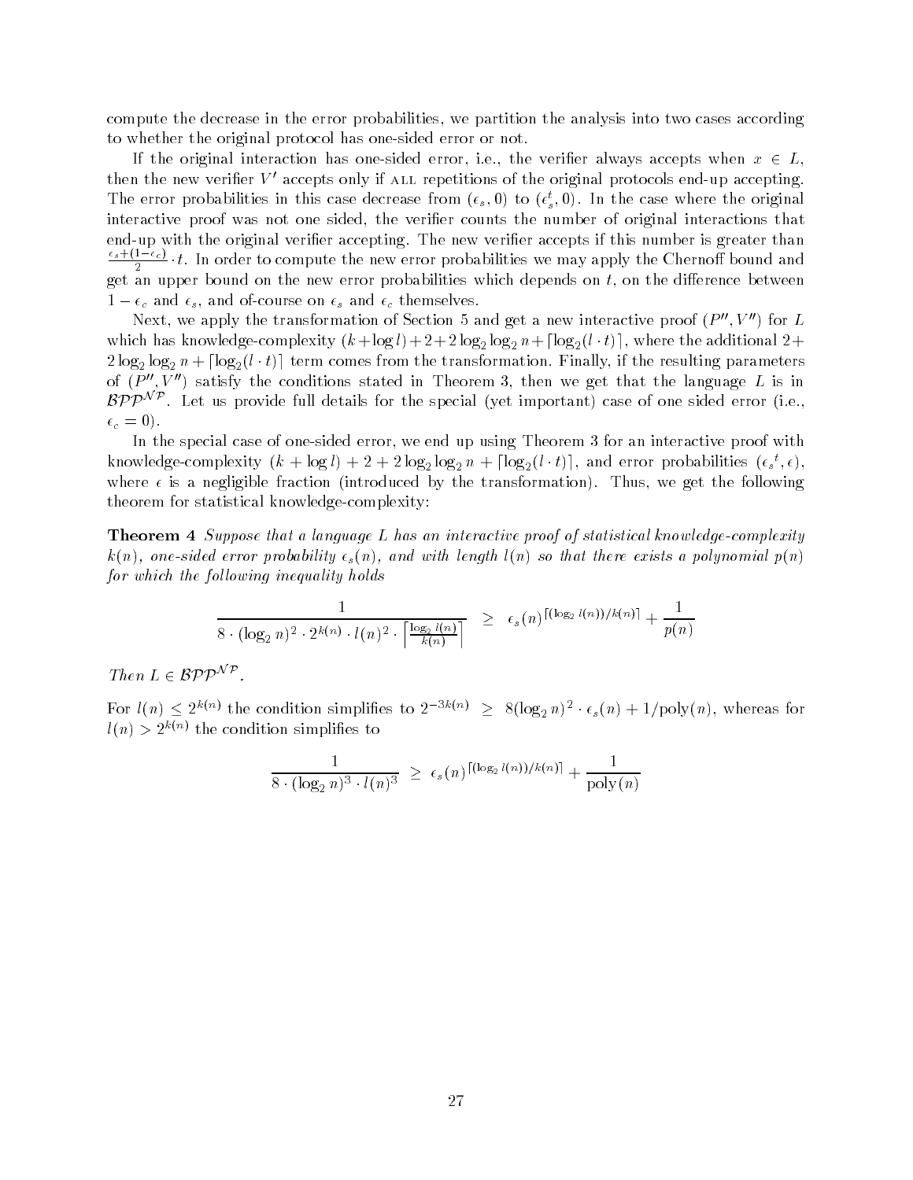compute the decrease in the error probabilities, we partition the analysis into two cases according to whether the original protocol has one-sided error or not.

If the original interaction has one-sided error, i.e., the verifier always accepts when $x \in L$, then the new verifier $V'$ accepts only if ALL repetitions of the original protocols end-up accepting. The error probabilities in this case decrease from $(\epsilon_s, 0)$ to $(\epsilon_s^t, 0)$. In the case where the original interactive proof was not one sided, the verifier counts the number of original interactions that end-up with the original verifier accepting. The new verifier accepts if this number is greater than $\frac{\epsilon_s + (1-\epsilon_c)}{2} \cdot t$. In order to compute the new error probabilities we may apply the Chernoff bound and get an upper bound on the new error probabilities which depends on $t$, on the difference between $1 - \epsilon_c$ and $\epsilon_s$, and of-course on $\epsilon_s$ and $\epsilon_c$ themselves.

Next, we apply the transformation of Section 5 and get a new interactive proof $(P'', V'')$ for $L$ which has knowledge-complexity $(k + \log l) + 2 + 2\log_2 \log_2 n + \lceil \log_2(l \cdot t) \rceil$, where the additional $2 + 2\log_2 \log_2 n + \lceil \log_2(l \cdot t) \rceil$ term comes from the transformation. Finally, if the resulting parameters of $(P'', V'')$ satisfy the conditions stated in Theorem 3, then we get that the language $L$ is in $\mathcal{BPP}^{\mathcal{NP}}$. Let us provide full details for the special (yet important) case of one sided error (i.e., $\epsilon_c = 0$).

In the special case of one-sided error, we end up using Theorem 3 for an interactive proof with knowledge-complexity $(k + \log l) + 2 + 2\log_2 \log_2 n + \lceil \log_2(l \cdot t) \rceil$, and error probabilities $({\epsilon_s}^t, \epsilon)$, where $\epsilon$ is a negligible fraction (introduced by the transformation). Thus, we get the following theorem for statistical knowledge-complexity:

**Theorem 4** *Suppose that a language $L$ has an interactive proof of statistical knowledge-complexity $k(n)$, one-sided error probability $\epsilon_s(n)$, and with length $l(n)$ so that there exists a polynomial $p(n)$ for which the following inequality holds*

$$\frac{1}{8 \cdot (\log_2 n)^2 \cdot 2^{k(n)} \cdot l(n)^2 \cdot \left\lceil \frac{\log_2 l(n)}{k(n)} \right\rceil} \;\; \geq \;\; \epsilon_s(n)^{\lceil (\log_2 l(n))/k(n) \rceil} + \frac{1}{p(n)}$$

*Then $L \in \mathcal{BPP}^{\mathcal{NP}}$.*

For $l(n) \leq 2^{k(n)}$ the condition simplifies to $2^{-3k(n)} \;\geq\; 8(\log_2 n)^2 \cdot \epsilon_s(n) + 1/\text{poly}(n)$, whereas for $l(n) > 2^{k(n)}$ the condition simplifies to

$$\frac{1}{8 \cdot (\log_2 n)^3 \cdot l(n)^3} \;\geq\; \epsilon_s(n)^{\lceil (\log_2 l(n))/k(n) \rceil} + \frac{1}{\text{poly}(n)}$$